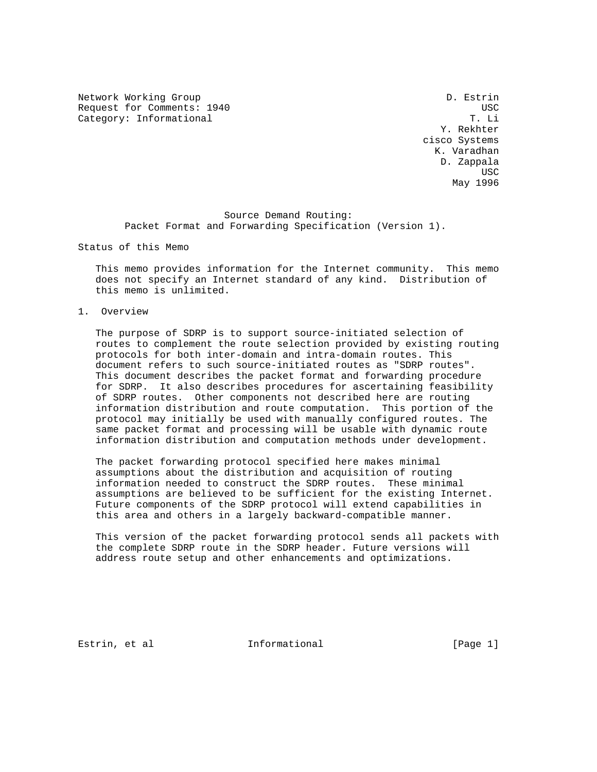Network Working Group D. Estrin
Request for Comments: 1940 USC
Category: Informational T. Li
Y. Rekhter
cisco Systems
K. Varadhan
D. Zappala
USC
May 1996

# Source Demand Routing: Packet Format and Forwarding Specification (Version 1).

## Status of this Memo

This memo provides information for the Internet community. This memo does not specify an Internet standard of any kind. Distribution of this memo is unlimited.

## 1. Overview

The purpose of SDRP is to support source-initiated selection of routes to complement the route selection provided by existing routing protocols for both inter-domain and intra-domain routes. This document refers to such source-initiated routes as "SDRP routes". This document describes the packet format and forwarding procedure for SDRP. It also describes procedures for ascertaining feasibility of SDRP routes. Other components not described here are routing information distribution and route computation. This portion of the protocol may initially be used with manually configured routes. The same packet format and processing will be usable with dynamic route information distribution and computation methods under development.

The packet forwarding protocol specified here makes minimal assumptions about the distribution and acquisition of routing information needed to construct the SDRP routes. These minimal assumptions are believed to be sufficient for the existing Internet. Future components of the SDRP protocol will extend capabilities in this area and others in a largely backward-compatible manner.

This version of the packet forwarding protocol sends all packets with the complete SDRP route in the SDRP header. Future versions will address route setup and other enhancements and optimizations.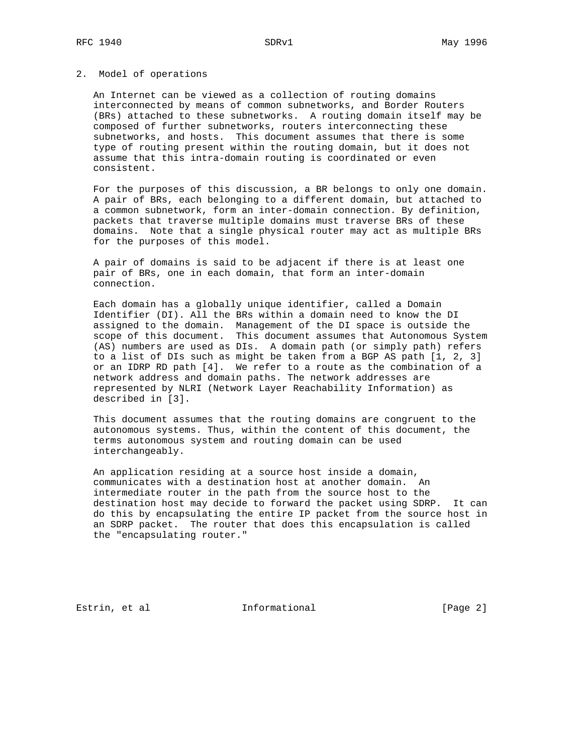## 2. Model of operations

An Internet can be viewed as a collection of routing domains interconnected by means of common subnetworks, and Border Routers (BRs) attached to these subnetworks. A routing domain itself may be composed of further subnetworks, routers interconnecting these subnetworks, and hosts. This document assumes that there is some type of routing present within the routing domain, but it does not assume that this intra-domain routing is coordinated or even consistent.

For the purposes of this discussion, a BR belongs to only one domain. A pair of BRs, each belonging to a different domain, but attached to a common subnetwork, form an inter-domain connection. By definition, packets that traverse multiple domains must traverse BRs of these domains. Note that a single physical router may act as multiple BRs for the purposes of this model.

A pair of domains is said to be adjacent if there is at least one pair of BRs, one in each domain, that form an inter-domain connection.

Each domain has a globally unique identifier, called a Domain Identifier (DI). All the BRs within a domain need to know the DI assigned to the domain. Management of the DI space is outside the scope of this document. This document assumes that Autonomous System (AS) numbers are used as DIs. A domain path (or simply path) refers to a list of DIs such as might be taken from a BGP AS path [1, 2, 3] or an IDRP RD path [4]. We refer to a route as the combination of a network address and domain paths. The network addresses are represented by NLRI (Network Layer Reachability Information) as described in [3].

This document assumes that the routing domains are congruent to the autonomous systems. Thus, within the content of this document, the terms autonomous system and routing domain can be used interchangeably.

An application residing at a source host inside a domain, communicates with a destination host at another domain. An intermediate router in the path from the source host to the destination host may decide to forward the packet using SDRP. It can do this by encapsulating the entire IP packet from the source host in an SDRP packet. The router that does this encapsulation is called the "encapsulating router."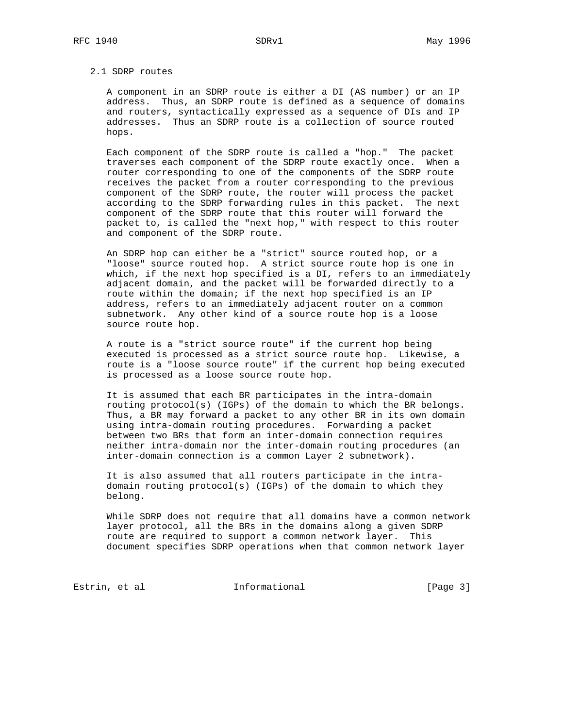### 2.1 SDRP routes

A component in an SDRP route is either a DI (AS number) or an IP address. Thus, an SDRP route is defined as a sequence of domains and routers, syntactically expressed as a sequence of DIs and IP addresses. Thus an SDRP route is a collection of source routed hops.

Each component of the SDRP route is called a "hop." The packet traverses each component of the SDRP route exactly once. When a router corresponding to one of the components of the SDRP route receives the packet from a router corresponding to the previous component of the SDRP route, the router will process the packet according to the SDRP forwarding rules in this packet. The next component of the SDRP route that this router will forward the packet to, is called the "next hop," with respect to this router and component of the SDRP route.

An SDRP hop can either be a "strict" source routed hop, or a "loose" source routed hop. A strict source route hop is one in which, if the next hop specified is a DI, refers to an immediately adjacent domain, and the packet will be forwarded directly to a route within the domain; if the next hop specified is an IP address, refers to an immediately adjacent router on a common subnetwork. Any other kind of a source route hop is a loose source route hop.

A route is a "strict source route" if the current hop being executed is processed as a strict source route hop. Likewise, a route is a "loose source route" if the current hop being executed is processed as a loose source route hop.

It is assumed that each BR participates in the intra-domain routing protocol(s) (IGPs) of the domain to which the BR belongs. Thus, a BR may forward a packet to any other BR in its own domain using intra-domain routing procedures. Forwarding a packet between two BRs that form an inter-domain connection requires neither intra-domain nor the inter-domain routing procedures (an inter-domain connection is a common Layer 2 subnetwork).

It is also assumed that all routers participate in the intra-domain routing protocol(s) (IGPs) of the domain to which they belong.

While SDRP does not require that all domains have a common network layer protocol, all the BRs in the domains along a given SDRP route are required to support a common network layer. This document specifies SDRP operations when that common network layer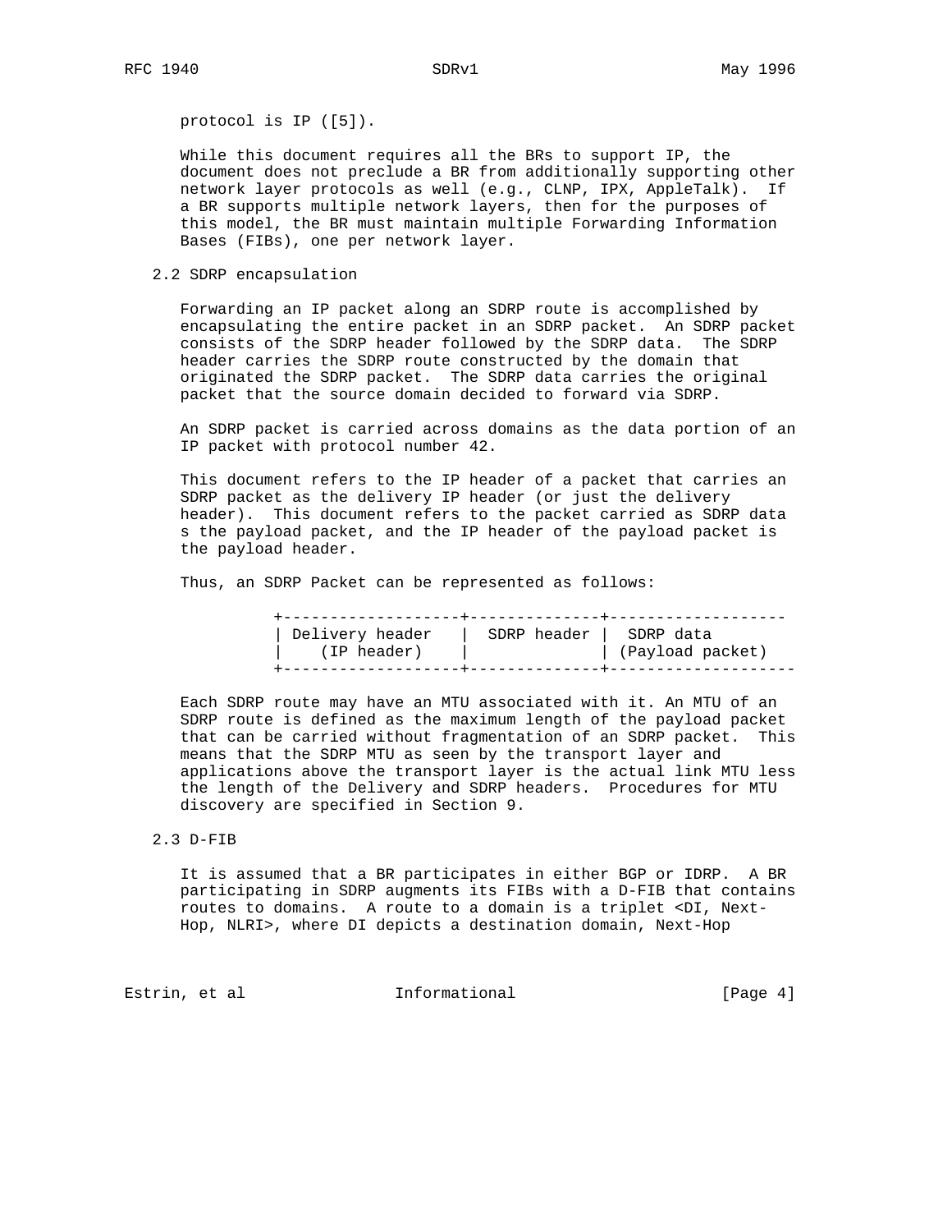protocol is IP ([5]).

While this document requires all the BRs to support IP, the document does not preclude a BR from additionally supporting other network layer protocols as well (e.g., CLNP, IPX, AppleTalk). If a BR supports multiple network layers, then for the purposes of this model, the BR must maintain multiple Forwarding Information Bases (FIBs), one per network layer.

## 2.2 SDRP encapsulation

Forwarding an IP packet along an SDRP route is accomplished by encapsulating the entire packet in an SDRP packet. An SDRP packet consists of the SDRP header followed by the SDRP data. The SDRP header carries the SDRP route constructed by the domain that originated the SDRP packet. The SDRP data carries the original packet that the source domain decided to forward via SDRP.

An SDRP packet is carried across domains as the data portion of an IP packet with protocol number 42.

This document refers to the IP header of a packet that carries an SDRP packet as the delivery IP header (or just the delivery header). This document refers to the packet carried as SDRP data s the payload packet, and the IP header of the payload packet is the payload header.

Thus, an SDRP Packet can be represented as follows:

```
+-------------------+--------------+-------------------
| Delivery header   |  SDRP header |  SDRP data
|    (IP header)    |              | (Payload packet)
+-------------------+--------------+--------------------
```

Each SDRP route may have an MTU associated with it. An MTU of an SDRP route is defined as the maximum length of the payload packet that can be carried without fragmentation of an SDRP packet. This means that the SDRP MTU as seen by the transport layer and applications above the transport layer is the actual link MTU less the length of the Delivery and SDRP headers. Procedures for MTU discovery are specified in Section 9.

## 2.3 D-FIB

It is assumed that a BR participates in either BGP or IDRP. A BR participating in SDRP augments its FIBs with a D-FIB that contains routes to domains. A route to a domain is a triplet <DI, Next-Hop, NLRI>, where DI depicts a destination domain, Next-Hop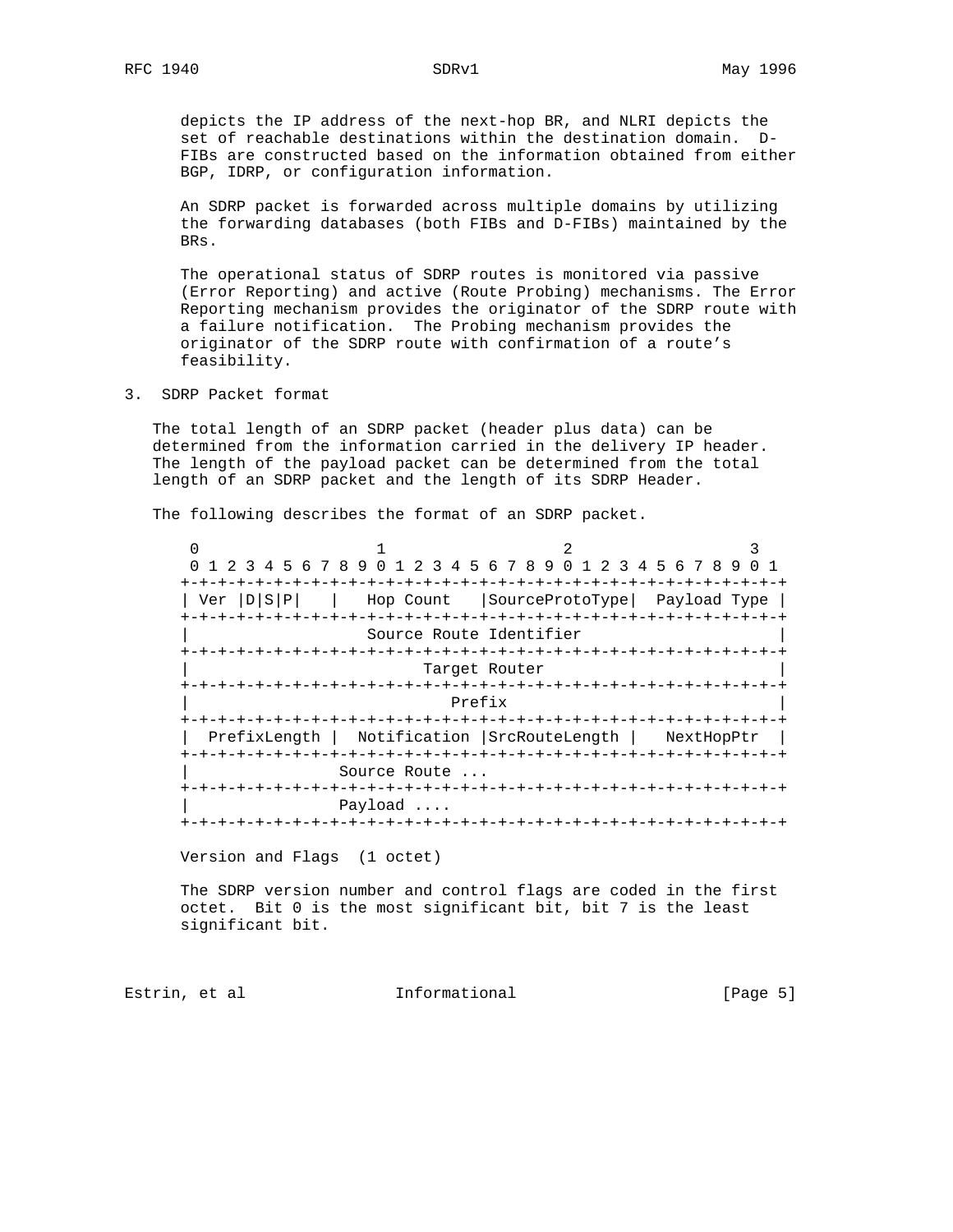depicts the IP address of the next-hop BR, and NLRI depicts the set of reachable destinations within the destination domain. D-FIBs are constructed based on the information obtained from either BGP, IDRP, or configuration information.

An SDRP packet is forwarded across multiple domains by utilizing the forwarding databases (both FIBs and D-FIBs) maintained by the BRs.

The operational status of SDRP routes is monitored via passive (Error Reporting) and active (Route Probing) mechanisms. The Error Reporting mechanism provides the originator of the SDRP route with a failure notification. The Probing mechanism provides the originator of the SDRP route with confirmation of a route's feasibility.

## 3. SDRP Packet format

The total length of an SDRP packet (header plus data) can be determined from the information carried in the delivery IP header. The length of the payload packet can be determined from the total length of an SDRP packet and the length of its SDRP Header.

The following describes the format of an SDRP packet.

```
 0                   1                   2                   3
 0 1 2 3 4 5 6 7 8 9 0 1 2 3 4 5 6 7 8 9 0 1 2 3 4 5 6 7 8 9 0 1
+-+-+-+-+-+-+-+-+-+-+-+-+-+-+-+-+-+-+-+-+-+-+-+-+-+-+-+-+-+-+-+-+
| Ver |D|S|P|   |   Hop Count   |SourceProtoType|  Payload Type |
+-+-+-+-+-+-+-+-+-+-+-+-+-+-+-+-+-+-+-+-+-+-+-+-+-+-+-+-+-+-+-+-+
|                   Source Route Identifier                     |
+-+-+-+-+-+-+-+-+-+-+-+-+-+-+-+-+-+-+-+-+-+-+-+-+-+-+-+-+-+-+-+-+
|                         Target Router                         |
+-+-+-+-+-+-+-+-+-+-+-+-+-+-+-+-+-+-+-+-+-+-+-+-+-+-+-+-+-+-+-+-+
|                            Prefix                             |
+-+-+-+-+-+-+-+-+-+-+-+-+-+-+-+-+-+-+-+-+-+-+-+-+-+-+-+-+-+-+-+-+
|  PrefixLength |  Notification |SrcRouteLength |   NextHopPtr  |
+-+-+-+-+-+-+-+-+-+-+-+-+-+-+-+-+-+-+-+-+-+-+-+-+-+-+-+-+-+-+-+-+
|               Source Route ...
+-+-+-+-+-+-+-+-+-+-+-+-+-+-+-+-+-+-+-+-+-+-+-+-+-+-+-+-+-+-+-+-+
|               Payload ....
+-+-+-+-+-+-+-+-+-+-+-+-+-+-+-+-+-+-+-+-+-+-+-+-+-+-+-+-+-+-+-+-+
```

Version and Flags (1 octet)

The SDRP version number and control flags are coded in the first octet. Bit 0 is the most significant bit, bit 7 is the least significant bit.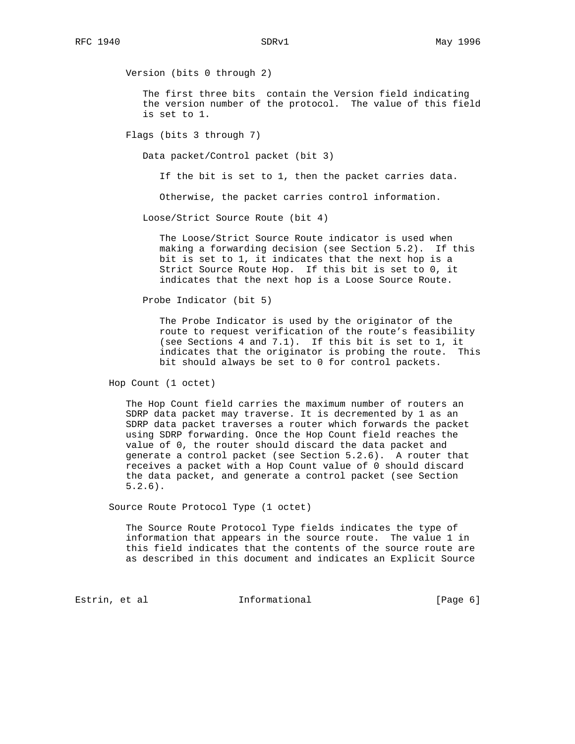Version (bits 0 through 2)

The first three bits  contain the Version field indicating the version number of the protocol.  The value of this field is set to 1.

Flags (bits 3 through 7)

Data packet/Control packet (bit 3)

If the bit is set to 1, then the packet carries data.

Otherwise, the packet carries control information.

Loose/Strict Source Route (bit 4)

The Loose/Strict Source Route indicator is used when making a forwarding decision (see Section 5.2).  If this bit is set to 1, it indicates that the next hop is a Strict Source Route Hop.  If this bit is set to 0, it indicates that the next hop is a Loose Source Route.

Probe Indicator (bit 5)

The Probe Indicator is used by the originator of the route to request verification of the route's feasibility (see Sections 4 and 7.1).  If this bit is set to 1, it indicates that the originator is probing the route.  This bit should always be set to 0 for control packets.

Hop Count (1 octet)

The Hop Count field carries the maximum number of routers an SDRP data packet may traverse. It is decremented by 1 as an SDRP data packet traverses a router which forwards the packet using SDRP forwarding. Once the Hop Count field reaches the value of 0, the router should discard the data packet and generate a control packet (see Section 5.2.6).  A router that receives a packet with a Hop Count value of 0 should discard the data packet, and generate a control packet (see Section 5.2.6).

Source Route Protocol Type (1 octet)

The Source Route Protocol Type fields indicates the type of information that appears in the source route.  The value 1 in this field indicates that the contents of the source route are as described in this document and indicates an Explicit Source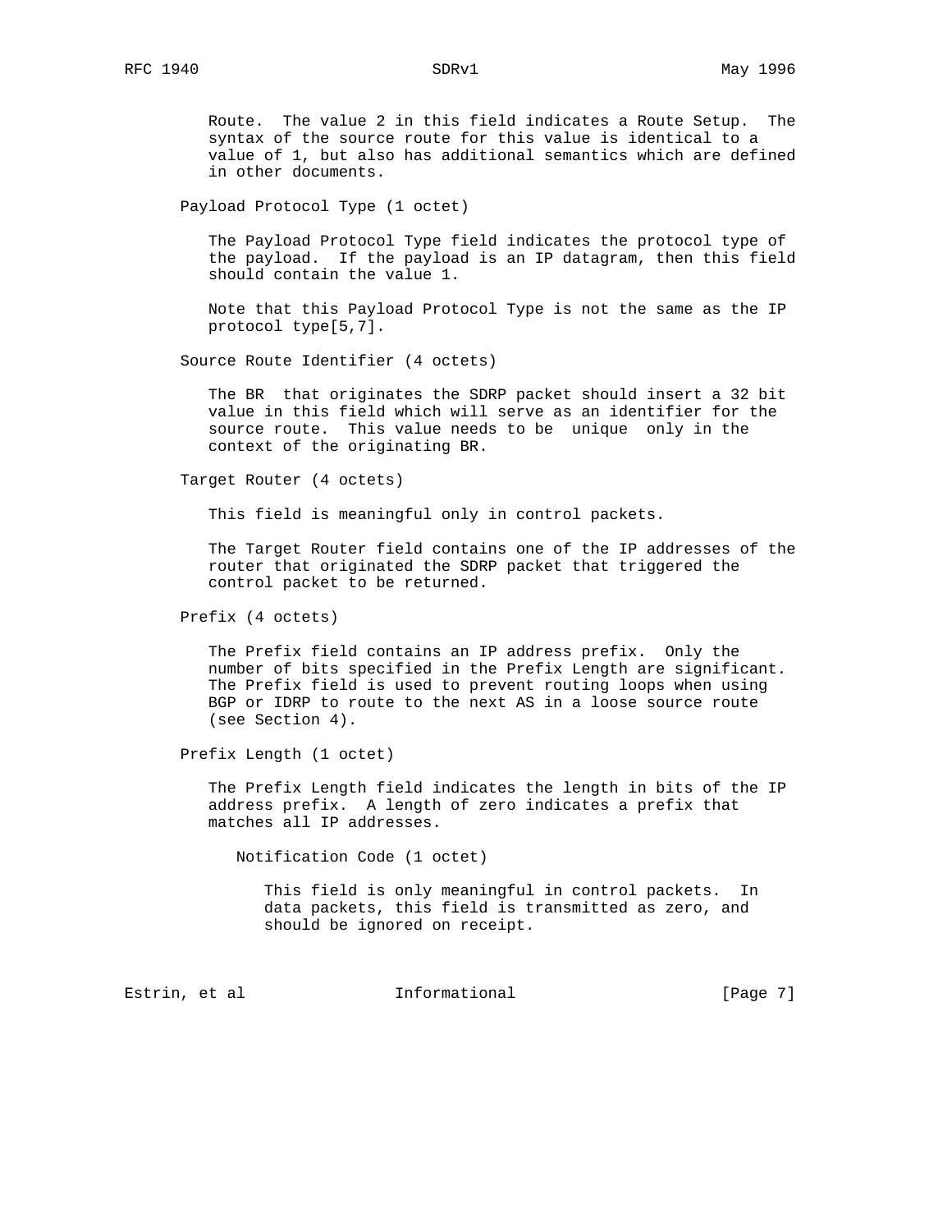Route.  The value 2 in this field indicates a Route Setup.  The syntax of the source route for this value is identical to a value of 1, but also has additional semantics which are defined in other documents.

Payload Protocol Type (1 octet)

The Payload Protocol Type field indicates the protocol type of the payload.  If the payload is an IP datagram, then this field should contain the value 1.

Note that this Payload Protocol Type is not the same as the IP protocol type[5,7].

Source Route Identifier (4 octets)

The BR  that originates the SDRP packet should insert a 32 bit value in this field which will serve as an identifier for the source route.  This value needs to be  unique  only in the context of the originating BR.

Target Router (4 octets)

This field is meaningful only in control packets.

The Target Router field contains one of the IP addresses of the router that originated the SDRP packet that triggered the control packet to be returned.

Prefix (4 octets)

The Prefix field contains an IP address prefix.  Only the number of bits specified in the Prefix Length are significant. The Prefix field is used to prevent routing loops when using BGP or IDRP to route to the next AS in a loose source route (see Section 4).

Prefix Length (1 octet)

The Prefix Length field indicates the length in bits of the IP address prefix.  A length of zero indicates a prefix that matches all IP addresses.

Notification Code (1 octet)

This field is only meaningful in control packets.  In data packets, this field is transmitted as zero, and should be ignored on receipt.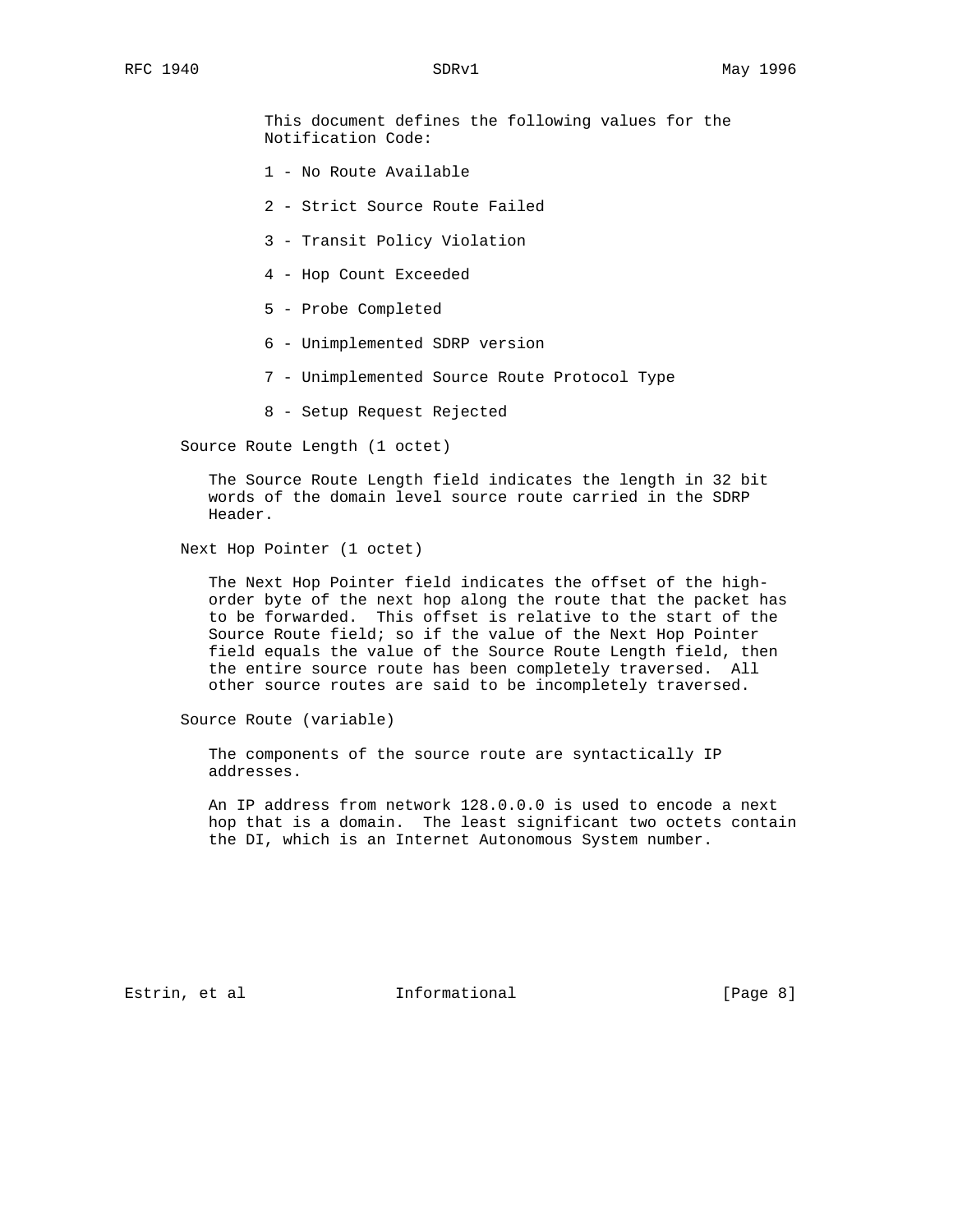This document defines the following values for the Notification Code:

1 - No Route Available

2 - Strict Source Route Failed

3 - Transit Policy Violation

4 - Hop Count Exceeded

5 - Probe Completed

6 - Unimplemented SDRP version

7 - Unimplemented Source Route Protocol Type

8 - Setup Request Rejected

Source Route Length (1 octet)

The Source Route Length field indicates the length in 32 bit words of the domain level source route carried in the SDRP Header.

Next Hop Pointer (1 octet)

The Next Hop Pointer field indicates the offset of the high-order byte of the next hop along the route that the packet has to be forwarded. This offset is relative to the start of the Source Route field; so if the value of the Next Hop Pointer field equals the value of the Source Route Length field, then the entire source route has been completely traversed. All other source routes are said to be incompletely traversed.

Source Route (variable)

The components of the source route are syntactically IP addresses.

An IP address from network 128.0.0.0 is used to encode a next hop that is a domain. The least significant two octets contain the DI, which is an Internet Autonomous System number.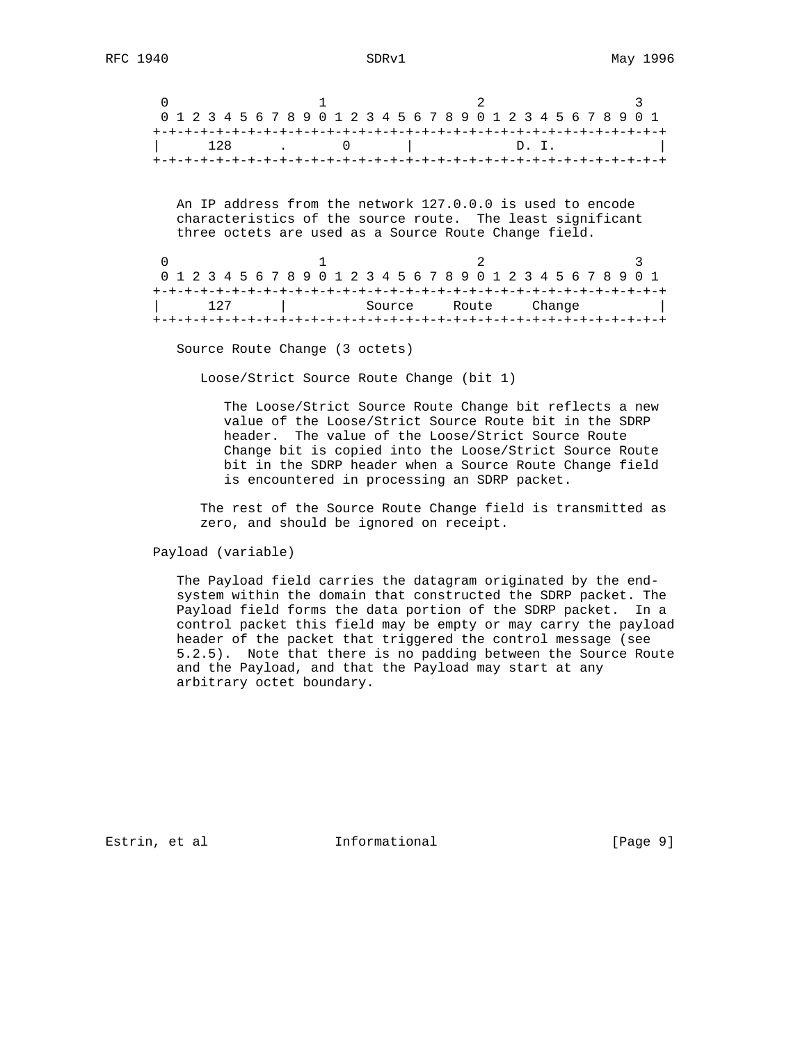```
 0                   1                   2                   3
 0 1 2 3 4 5 6 7 8 9 0 1 2 3 4 5 6 7 8 9 0 1 2 3 4 5 6 7 8 9 0 1
+-+-+-+-+-+-+-+-+-+-+-+-+-+-+-+-+-+-+-+-+-+-+-+-+-+-+-+-+-+-+-+-+
|      128      .       0       |            D. I.              |
+-+-+-+-+-+-+-+-+-+-+-+-+-+-+-+-+-+-+-+-+-+-+-+-+-+-+-+-+-+-+-+-+
```

An IP address from the network 127.0.0.0 is used to encode characteristics of the source route. The least significant three octets are used as a Source Route Change field.

```
 0                   1                   2                   3
 0 1 2 3 4 5 6 7 8 9 0 1 2 3 4 5 6 7 8 9 0 1 2 3 4 5 6 7 8 9 0 1
+-+-+-+-+-+-+-+-+-+-+-+-+-+-+-+-+-+-+-+-+-+-+-+-+-+-+-+-+-+-+-+-+
|      127      |         Source     Route     Change           |
+-+-+-+-+-+-+-+-+-+-+-+-+-+-+-+-+-+-+-+-+-+-+-+-+-+-+-+-+-+-+-+-+
```

Source Route Change (3 octets)

Loose/Strict Source Route Change (bit 1)

The Loose/Strict Source Route Change bit reflects a new value of the Loose/Strict Source Route bit in the SDRP header. The value of the Loose/Strict Source Route Change bit is copied into the Loose/Strict Source Route bit in the SDRP header when a Source Route Change field is encountered in processing an SDRP packet.

The rest of the Source Route Change field is transmitted as zero, and should be ignored on receipt.

Payload (variable)

The Payload field carries the datagram originated by the end-system within the domain that constructed the SDRP packet. The Payload field forms the data portion of the SDRP packet. In a control packet this field may be empty or may carry the payload header of the packet that triggered the control message (see 5.2.5). Note that there is no padding between the Source Route and the Payload, and that the Payload may start at any arbitrary octet boundary.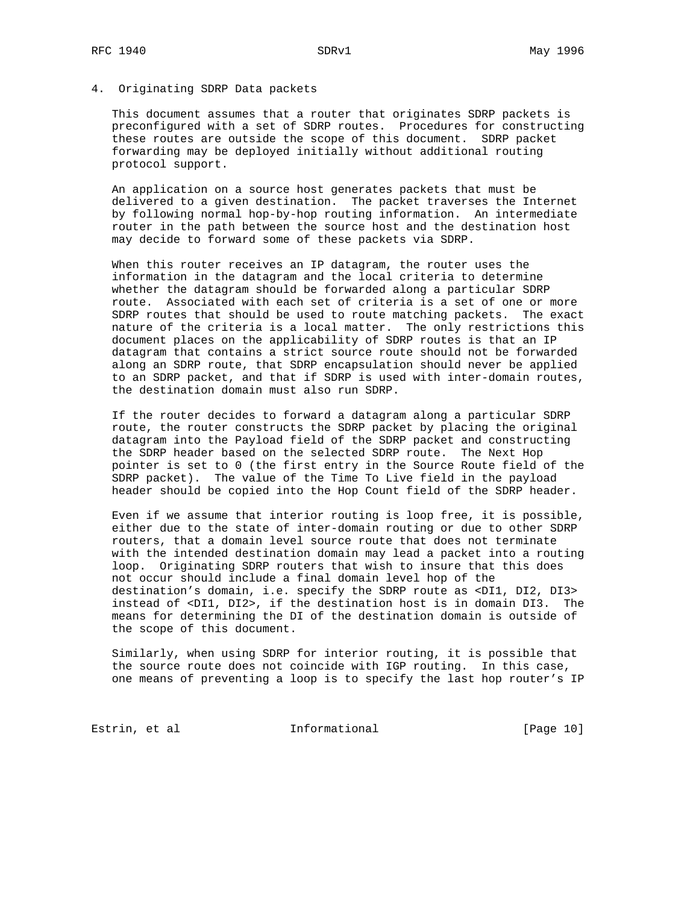## 4. Originating SDRP Data packets

This document assumes that a router that originates SDRP packets is preconfigured with a set of SDRP routes. Procedures for constructing these routes are outside the scope of this document. SDRP packet forwarding may be deployed initially without additional routing protocol support.

An application on a source host generates packets that must be delivered to a given destination. The packet traverses the Internet by following normal hop-by-hop routing information. An intermediate router in the path between the source host and the destination host may decide to forward some of these packets via SDRP.

When this router receives an IP datagram, the router uses the information in the datagram and the local criteria to determine whether the datagram should be forwarded along a particular SDRP route. Associated with each set of criteria is a set of one or more SDRP routes that should be used to route matching packets. The exact nature of the criteria is a local matter. The only restrictions this document places on the applicability of SDRP routes is that an IP datagram that contains a strict source route should not be forwarded along an SDRP route, that SDRP encapsulation should never be applied to an SDRP packet, and that if SDRP is used with inter-domain routes, the destination domain must also run SDRP.

If the router decides to forward a datagram along a particular SDRP route, the router constructs the SDRP packet by placing the original datagram into the Payload field of the SDRP packet and constructing the SDRP header based on the selected SDRP route. The Next Hop pointer is set to 0 (the first entry in the Source Route field of the SDRP packet). The value of the Time To Live field in the payload header should be copied into the Hop Count field of the SDRP header.

Even if we assume that interior routing is loop free, it is possible, either due to the state of inter-domain routing or due to other SDRP routers, that a domain level source route that does not terminate with the intended destination domain may lead a packet into a routing loop. Originating SDRP routers that wish to insure that this does not occur should include a final domain level hop of the destination's domain, i.e. specify the SDRP route as <DI1, DI2, DI3> instead of <DI1, DI2>, if the destination host is in domain DI3. The means for determining the DI of the destination domain is outside of the scope of this document.

Similarly, when using SDRP for interior routing, it is possible that the source route does not coincide with IGP routing. In this case, one means of preventing a loop is to specify the last hop router's IP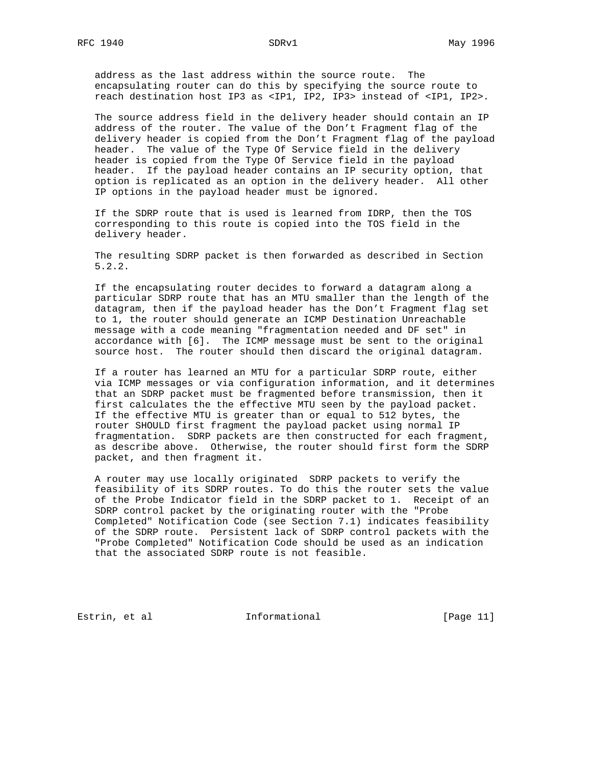address as the last address within the source route. The encapsulating router can do this by specifying the source route to reach destination host IP3 as <IP1, IP2, IP3> instead of <IP1, IP2>.

The source address field in the delivery header should contain an IP address of the router. The value of the Don't Fragment flag of the delivery header is copied from the Don't Fragment flag of the payload header. The value of the Type Of Service field in the delivery header is copied from the Type Of Service field in the payload header. If the payload header contains an IP security option, that option is replicated as an option in the delivery header. All other IP options in the payload header must be ignored.

If the SDRP route that is used is learned from IDRP, then the TOS corresponding to this route is copied into the TOS field in the delivery header.

The resulting SDRP packet is then forwarded as described in Section 5.2.2.

If the encapsulating router decides to forward a datagram along a particular SDRP route that has an MTU smaller than the length of the datagram, then if the payload header has the Don't Fragment flag set to 1, the router should generate an ICMP Destination Unreachable message with a code meaning "fragmentation needed and DF set" in accordance with [6]. The ICMP message must be sent to the original source host. The router should then discard the original datagram.

If a router has learned an MTU for a particular SDRP route, either via ICMP messages or via configuration information, and it determines that an SDRP packet must be fragmented before transmission, then it first calculates the the effective MTU seen by the payload packet. If the effective MTU is greater than or equal to 512 bytes, the router SHOULD first fragment the payload packet using normal IP fragmentation. SDRP packets are then constructed for each fragment, as describe above. Otherwise, the router should first form the SDRP packet, and then fragment it.

A router may use locally originated SDRP packets to verify the feasibility of its SDRP routes. To do this the router sets the value of the Probe Indicator field in the SDRP packet to 1. Receipt of an SDRP control packet by the originating router with the "Probe Completed" Notification Code (see Section 7.1) indicates feasibility of the SDRP route. Persistent lack of SDRP control packets with the "Probe Completed" Notification Code should be used as an indication that the associated SDRP route is not feasible.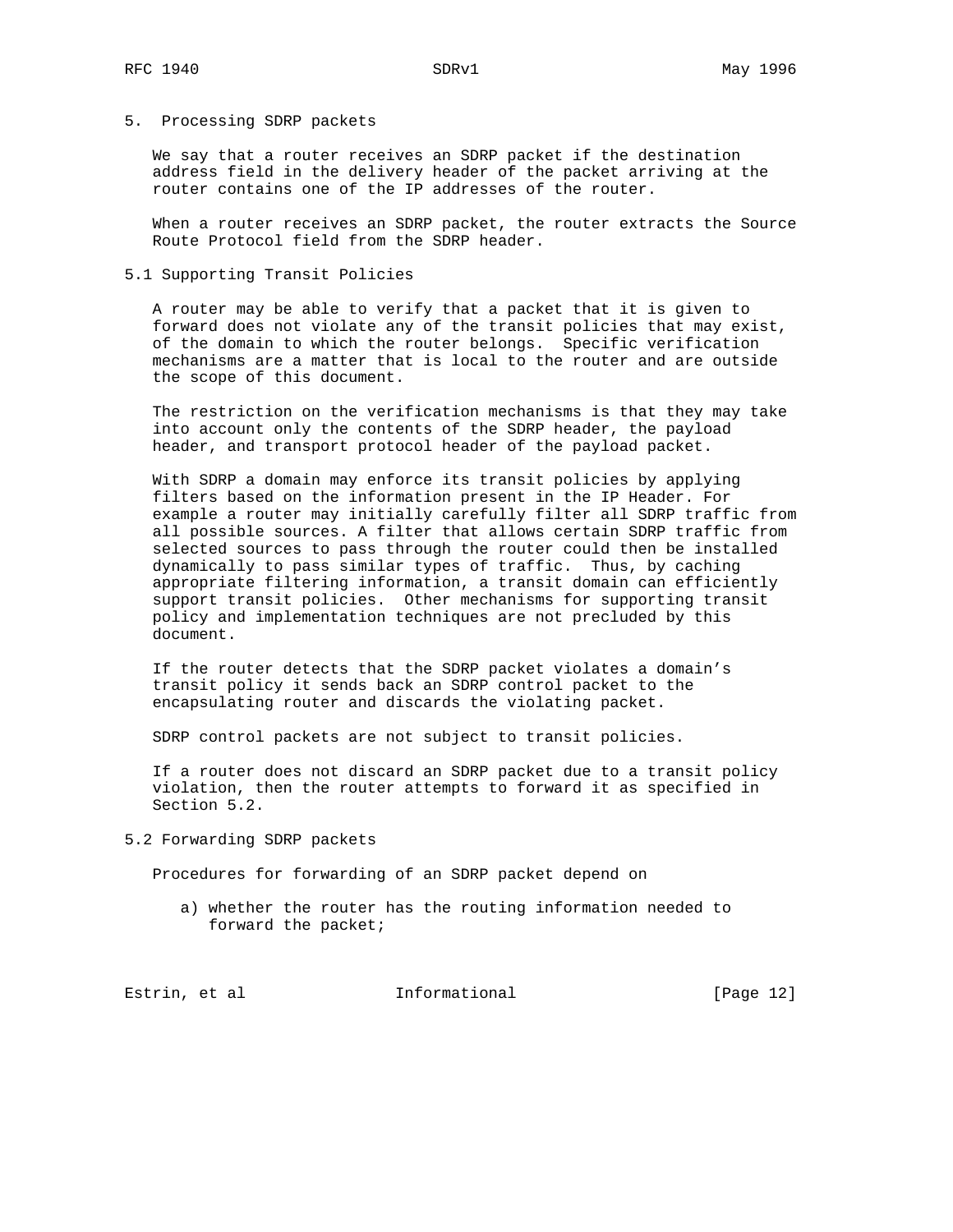## 5. Processing SDRP packets

We say that a router receives an SDRP packet if the destination address field in the delivery header of the packet arriving at the router contains one of the IP addresses of the router.

When a router receives an SDRP packet, the router extracts the Source Route Protocol field from the SDRP header.

### 5.1 Supporting Transit Policies

A router may be able to verify that a packet that it is given to forward does not violate any of the transit policies that may exist, of the domain to which the router belongs. Specific verification mechanisms are a matter that is local to the router and are outside the scope of this document.

The restriction on the verification mechanisms is that they may take into account only the contents of the SDRP header, the payload header, and transport protocol header of the payload packet.

With SDRP a domain may enforce its transit policies by applying filters based on the information present in the IP Header. For example a router may initially carefully filter all SDRP traffic from all possible sources. A filter that allows certain SDRP traffic from selected sources to pass through the router could then be installed dynamically to pass similar types of traffic. Thus, by caching appropriate filtering information, a transit domain can efficiently support transit policies. Other mechanisms for supporting transit policy and implementation techniques are not precluded by this document.

If the router detects that the SDRP packet violates a domain's transit policy it sends back an SDRP control packet to the encapsulating router and discards the violating packet.

SDRP control packets are not subject to transit policies.

If a router does not discard an SDRP packet due to a transit policy violation, then the router attempts to forward it as specified in Section 5.2.

### 5.2 Forwarding SDRP packets

Procedures for forwarding of an SDRP packet depend on

a) whether the router has the routing information needed to forward the packet;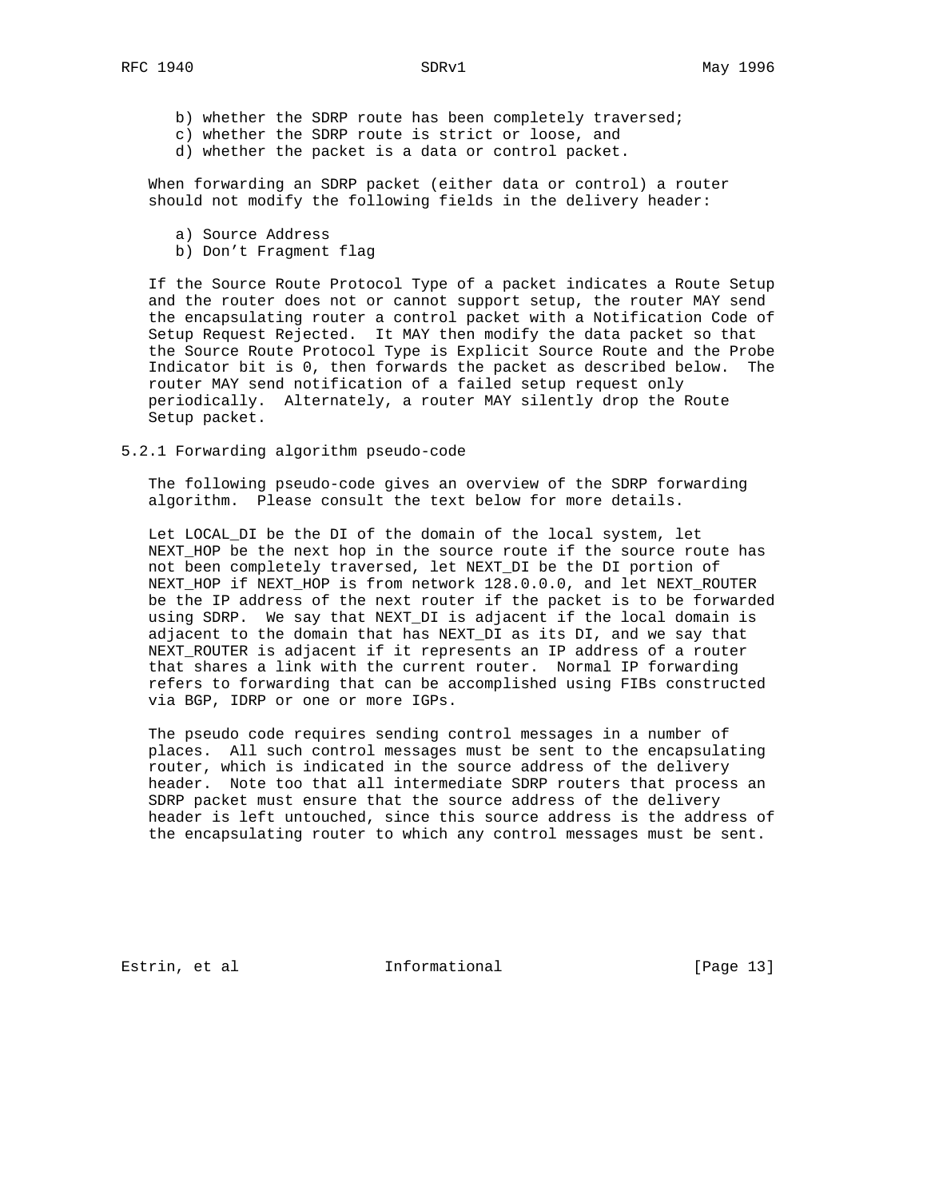b) whether the SDRP route has been completely traversed;
c) whether the SDRP route is strict or loose, and
d) whether the packet is a data or control packet.

When forwarding an SDRP packet (either data or control) a router should not modify the following fields in the delivery header:

a) Source Address
b) Don't Fragment flag

If the Source Route Protocol Type of a packet indicates a Route Setup and the router does not or cannot support setup, the router MAY send the encapsulating router a control packet with a Notification Code of Setup Request Rejected. It MAY then modify the data packet so that the Source Route Protocol Type is Explicit Source Route and the Probe Indicator bit is 0, then forwards the packet as described below. The router MAY send notification of a failed setup request only periodically. Alternately, a router MAY silently drop the Route Setup packet.

### 5.2.1 Forwarding algorithm pseudo-code

The following pseudo-code gives an overview of the SDRP forwarding algorithm. Please consult the text below for more details.

Let LOCAL_DI be the DI of the domain of the local system, let NEXT_HOP be the next hop in the source route if the source route has not been completely traversed, let NEXT_DI be the DI portion of NEXT_HOP if NEXT_HOP is from network 128.0.0.0, and let NEXT_ROUTER be the IP address of the next router if the packet is to be forwarded using SDRP. We say that NEXT_DI is adjacent if the local domain is adjacent to the domain that has NEXT_DI as its DI, and we say that NEXT_ROUTER is adjacent if it represents an IP address of a router that shares a link with the current router. Normal IP forwarding refers to forwarding that can be accomplished using FIBs constructed via BGP, IDRP or one or more IGPs.

The pseudo code requires sending control messages in a number of places. All such control messages must be sent to the encapsulating router, which is indicated in the source address of the delivery header. Note too that all intermediate SDRP routers that process an SDRP packet must ensure that the source address of the delivery header is left untouched, since this source address is the address of the encapsulating router to which any control messages must be sent.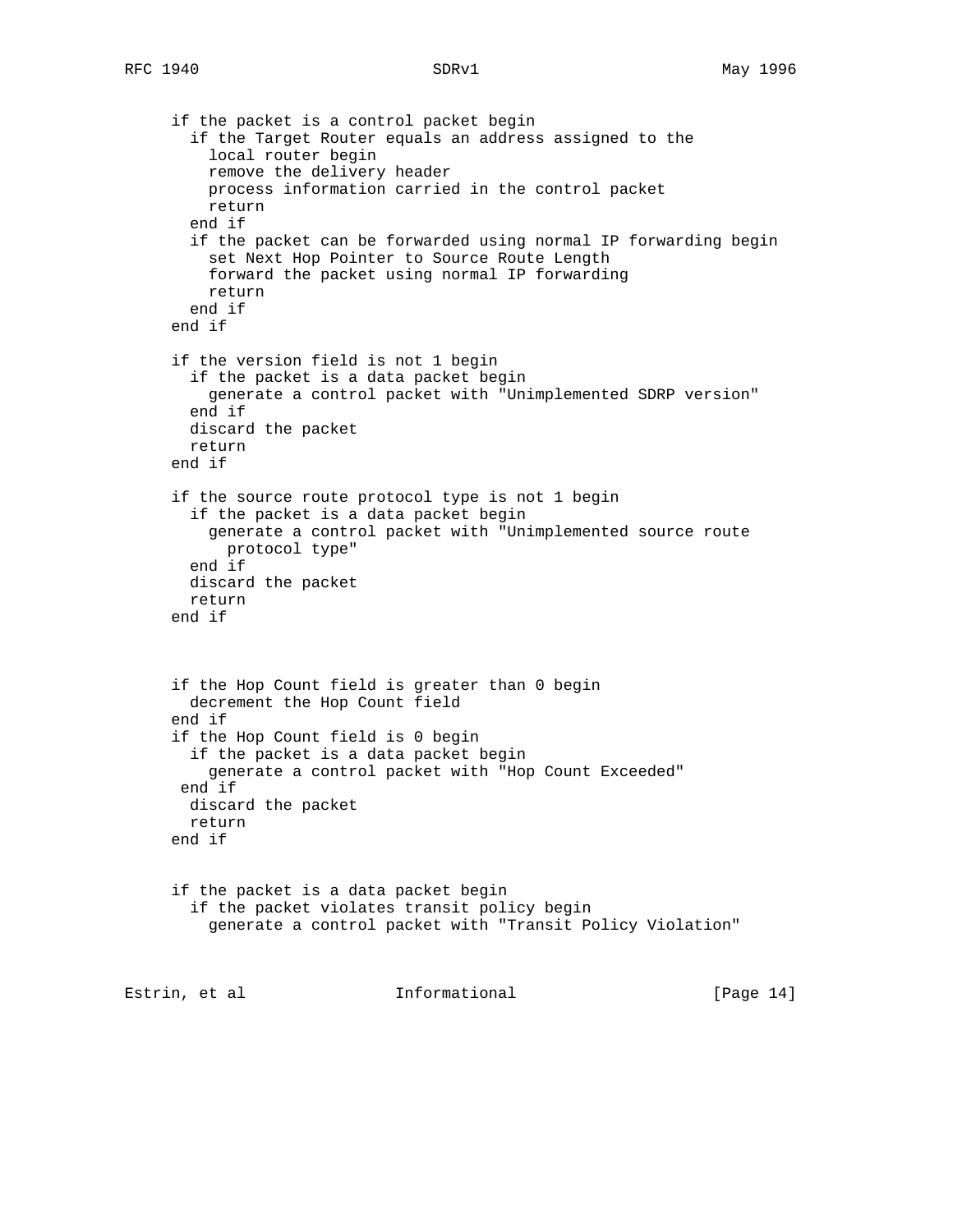```
if the packet is a control packet begin
  if the Target Router equals an address assigned to the
    local router begin
    remove the delivery header
    process information carried in the control packet
    return
  end if
  if the packet can be forwarded using normal IP forwarding begin
    set Next Hop Pointer to Source Route Length
    forward the packet using normal IP forwarding
    return
  end if
end if

if the version field is not 1 begin
  if the packet is a data packet begin
    generate a control packet with "Unimplemented SDRP version"
  end if
  discard the packet
  return
end if

if the source route protocol type is not 1 begin
  if the packet is a data packet begin
    generate a control packet with "Unimplemented source route
      protocol type"
  end if
  discard the packet
  return
end if



if the Hop Count field is greater than 0 begin
  decrement the Hop Count field
end if
if the Hop Count field is 0 begin
  if the packet is a data packet begin
    generate a control packet with "Hop Count Exceeded"
 end if
  discard the packet
  return
end if


if the packet is a data packet begin
  if the packet violates transit policy begin
    generate a control packet with "Transit Policy Violation"
```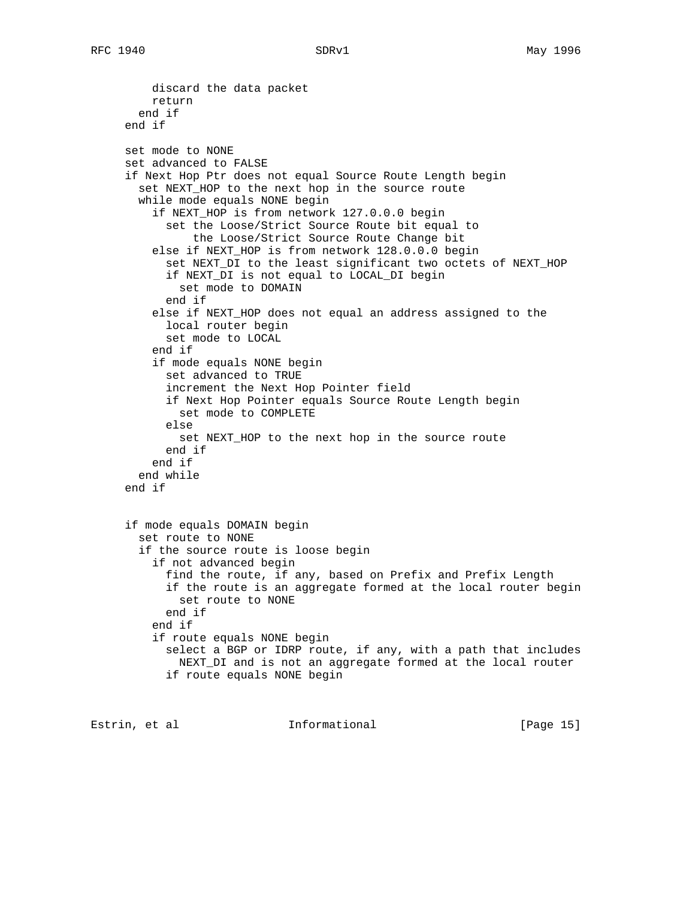```
          discard the data packet
          return
        end if
      end if

      set mode to NONE
      set advanced to FALSE
      if Next Hop Ptr does not equal Source Route Length begin
        set NEXT_HOP to the next hop in the source route
        while mode equals NONE begin
          if NEXT_HOP is from network 127.0.0.0 begin
            set the Loose/Strict Source Route bit equal to
                the Loose/Strict Source Route Change bit
          else if NEXT_HOP is from network 128.0.0.0 begin
            set NEXT_DI to the least significant two octets of NEXT_HOP
            if NEXT_DI is not equal to LOCAL_DI begin
              set mode to DOMAIN
            end if
          else if NEXT_HOP does not equal an address assigned to the
            local router begin
            set mode to LOCAL
          end if
          if mode equals NONE begin
            set advanced to TRUE
            increment the Next Hop Pointer field
            if Next Hop Pointer equals Source Route Length begin
              set mode to COMPLETE
            else
              set NEXT_HOP to the next hop in the source route
            end if
          end if
        end while
      end if


      if mode equals DOMAIN begin
        set route to NONE
        if the source route is loose begin
          if not advanced begin
            find the route, if any, based on Prefix and Prefix Length
            if the route is an aggregate formed at the local router begin
              set route to NONE
            end if
          end if
          if route equals NONE begin
            select a BGP or IDRP route, if any, with a path that includes
              NEXT_DI and is not an aggregate formed at the local router
            if route equals NONE begin
```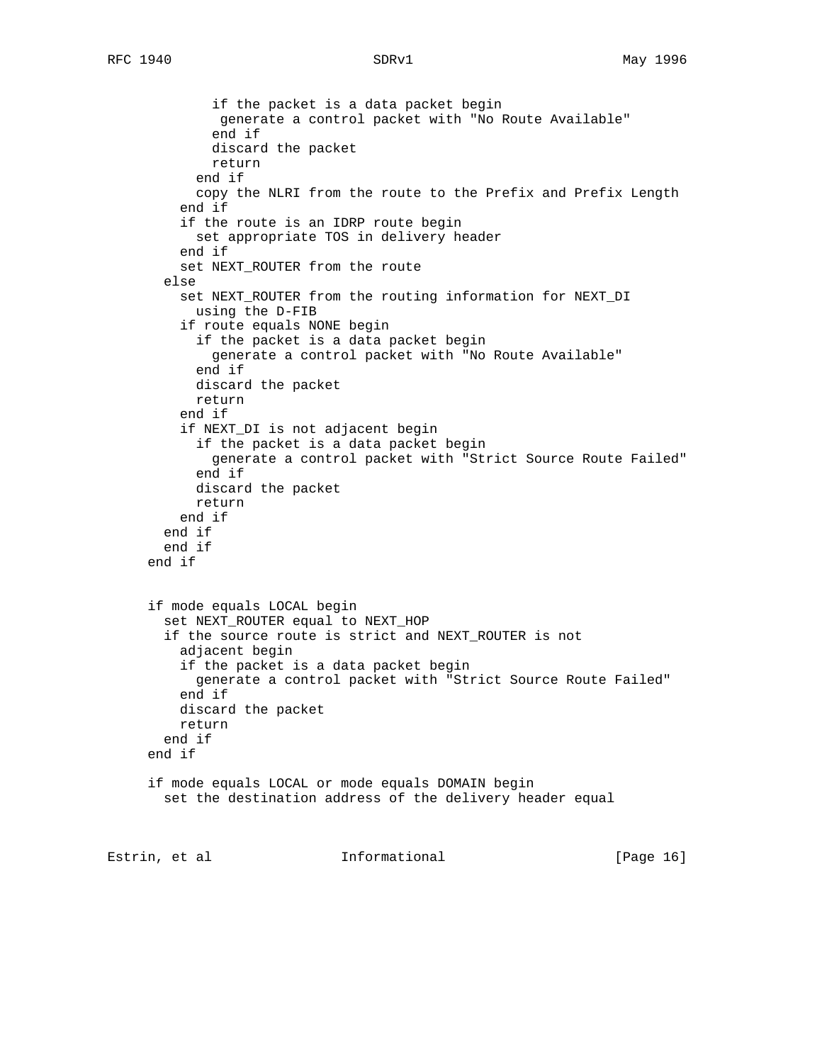```
            if the packet is a data packet begin
             generate a control packet with "No Route Available"
            end if
            discard the packet
            return
          end if
          copy the NLRI from the route to the Prefix and Prefix Length
        end if
        if the route is an IDRP route begin
          set appropriate TOS in delivery header
        end if
        set NEXT_ROUTER from the route
      else
        set NEXT_ROUTER from the routing information for NEXT_DI
          using the D-FIB
        if route equals NONE begin
          if the packet is a data packet begin
            generate a control packet with "No Route Available"
          end if
          discard the packet
          return
        end if
        if NEXT_DI is not adjacent begin
          if the packet is a data packet begin
            generate a control packet with "Strict Source Route Failed"
          end if
          discard the packet
          return
        end if
      end if
      end if
    end if


    if mode equals LOCAL begin
      set NEXT_ROUTER equal to NEXT_HOP
      if the source route is strict and NEXT_ROUTER is not
        adjacent begin
        if the packet is a data packet begin
          generate a control packet with "Strict Source Route Failed"
        end if
        discard the packet
        return
      end if
    end if

    if mode equals LOCAL or mode equals DOMAIN begin
      set the destination address of the delivery header equal
```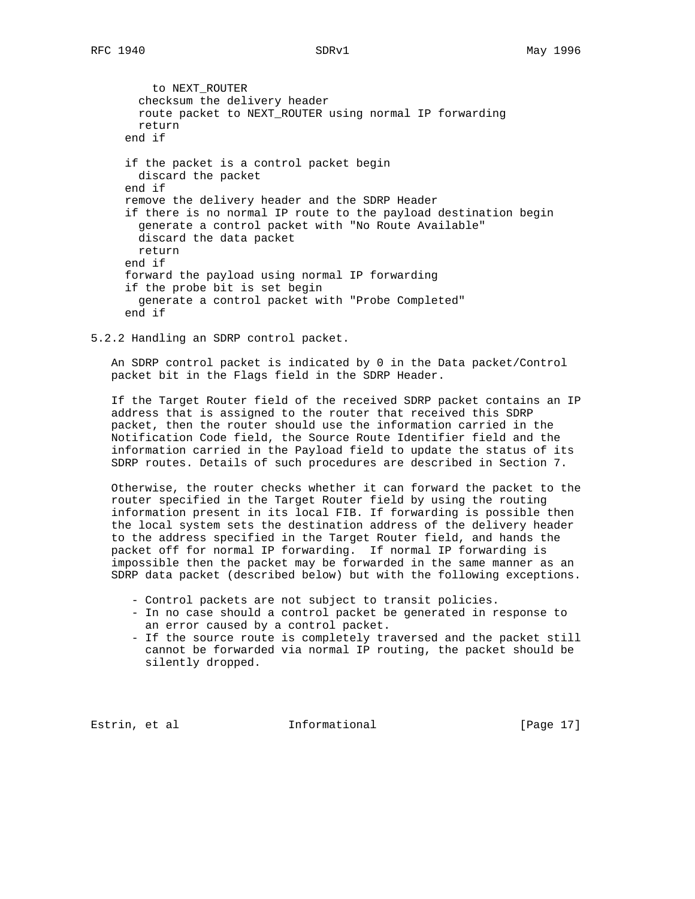```
        to NEXT_ROUTER
      checksum the delivery header
      route packet to NEXT_ROUTER using normal IP forwarding
      return
    end if

    if the packet is a control packet begin
      discard the packet
    end if
    remove the delivery header and the SDRP Header
    if there is no normal IP route to the payload destination begin
      generate a control packet with "No Route Available"
      discard the data packet
      return
    end if
    forward the payload using normal IP forwarding
    if the probe bit is set begin
      generate a control packet with "Probe Completed"
    end if
```

### 5.2.2 Handling an SDRP control packet.

An SDRP control packet is indicated by 0 in the Data packet/Control packet bit in the Flags field in the SDRP Header.

If the Target Router field of the received SDRP packet contains an IP address that is assigned to the router that received this SDRP packet, then the router should use the information carried in the Notification Code field, the Source Route Identifier field and the information carried in the Payload field to update the status of its SDRP routes. Details of such procedures are described in Section 7.

Otherwise, the router checks whether it can forward the packet to the router specified in the Target Router field by using the routing information present in its local FIB. If forwarding is possible then the local system sets the destination address of the delivery header to the address specified in the Target Router field, and hands the packet off for normal IP forwarding. If normal IP forwarding is impossible then the packet may be forwarded in the same manner as an SDRP data packet (described below) but with the following exceptions.

- Control packets are not subject to transit policies.
- In no case should a control packet be generated in response to an error caused by a control packet.
- If the source route is completely traversed and the packet still cannot be forwarded via normal IP routing, the packet should be silently dropped.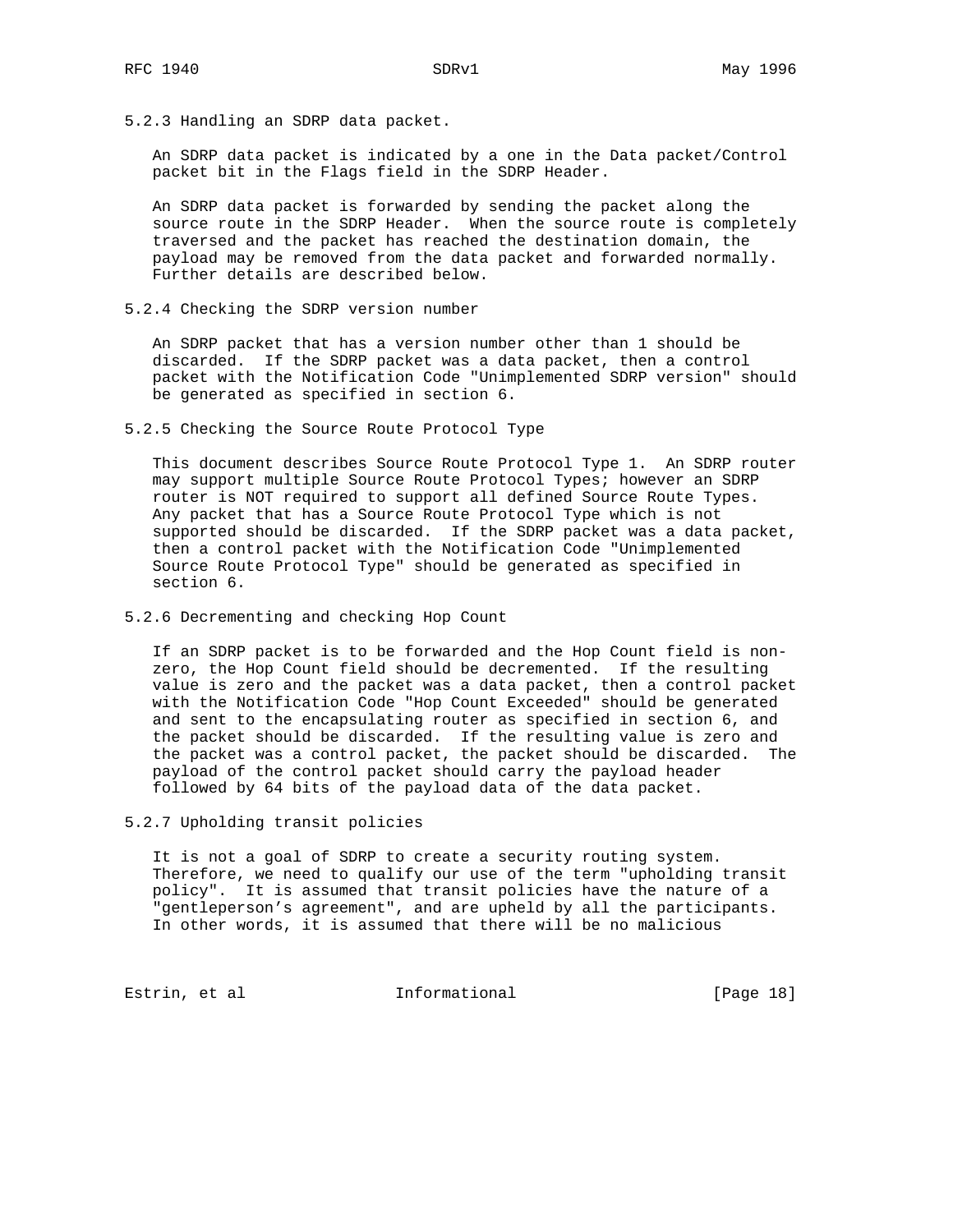### 5.2.3 Handling an SDRP data packet.

An SDRP data packet is indicated by a one in the Data packet/Control packet bit in the Flags field in the SDRP Header.

An SDRP data packet is forwarded by sending the packet along the source route in the SDRP Header. When the source route is completely traversed and the packet has reached the destination domain, the payload may be removed from the data packet and forwarded normally. Further details are described below.

### 5.2.4 Checking the SDRP version number

An SDRP packet that has a version number other than 1 should be discarded. If the SDRP packet was a data packet, then a control packet with the Notification Code "Unimplemented SDRP version" should be generated as specified in section 6.

### 5.2.5 Checking the Source Route Protocol Type

This document describes Source Route Protocol Type 1. An SDRP router may support multiple Source Route Protocol Types; however an SDRP router is NOT required to support all defined Source Route Types. Any packet that has a Source Route Protocol Type which is not supported should be discarded. If the SDRP packet was a data packet, then a control packet with the Notification Code "Unimplemented Source Route Protocol Type" should be generated as specified in section 6.

### 5.2.6 Decrementing and checking Hop Count

If an SDRP packet is to be forwarded and the Hop Count field is non-zero, the Hop Count field should be decremented. If the resulting value is zero and the packet was a data packet, then a control packet with the Notification Code "Hop Count Exceeded" should be generated and sent to the encapsulating router as specified in section 6, and the packet should be discarded. If the resulting value is zero and the packet was a control packet, the packet should be discarded. The payload of the control packet should carry the payload header followed by 64 bits of the payload data of the data packet.

### 5.2.7 Upholding transit policies

It is not a goal of SDRP to create a security routing system. Therefore, we need to qualify our use of the term "upholding transit policy". It is assumed that transit policies have the nature of a "gentleperson's agreement", and are upheld by all the participants. In other words, it is assumed that there will be no malicious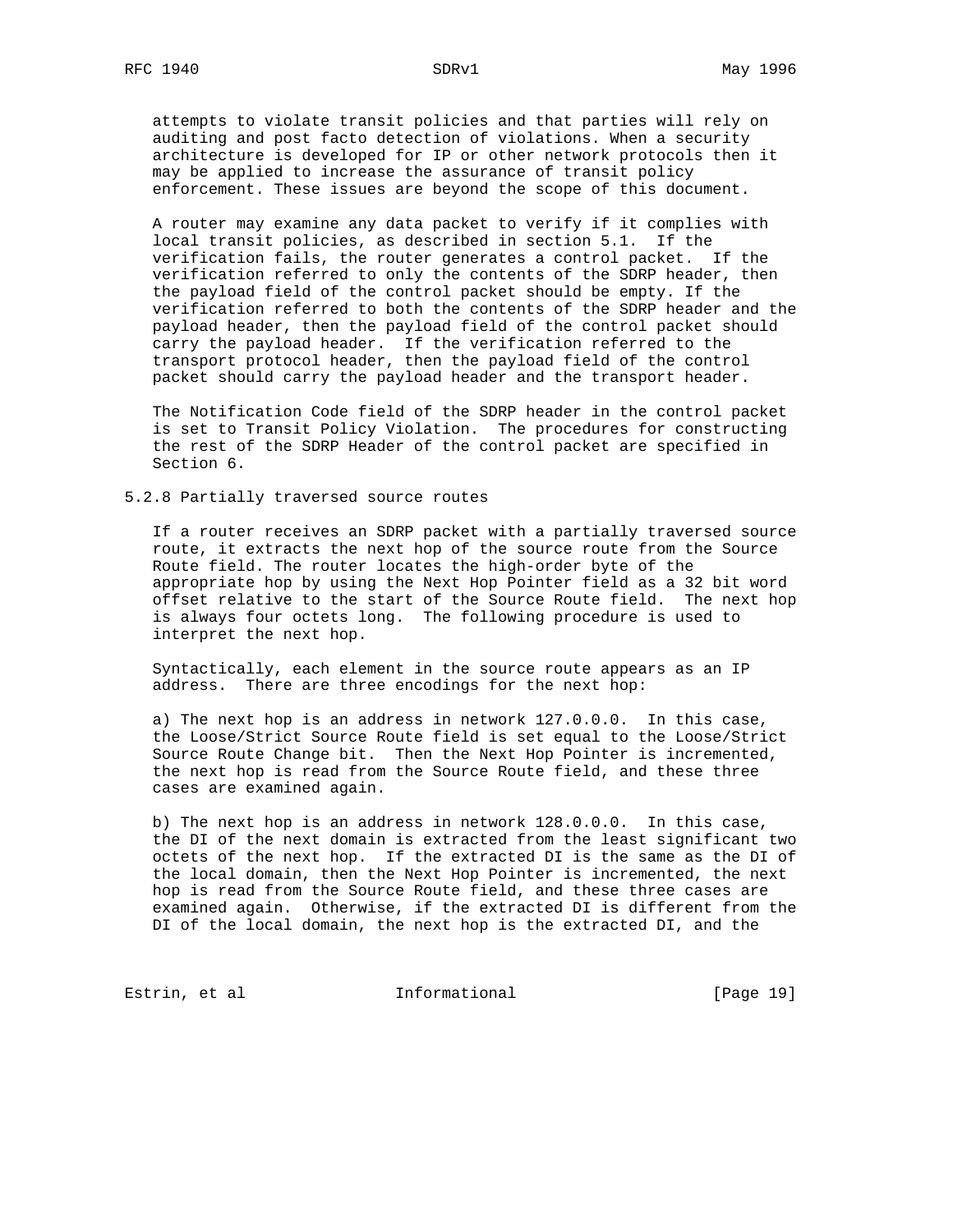attempts to violate transit policies and that parties will rely on auditing and post facto detection of violations. When a security architecture is developed for IP or other network protocols then it may be applied to increase the assurance of transit policy enforcement. These issues are beyond the scope of this document.

A router may examine any data packet to verify if it complies with local transit policies, as described in section 5.1. If the verification fails, the router generates a control packet. If the verification referred to only the contents of the SDRP header, then the payload field of the control packet should be empty. If the verification referred to both the contents of the SDRP header and the payload header, then the payload field of the control packet should carry the payload header. If the verification referred to the transport protocol header, then the payload field of the control packet should carry the payload header and the transport header.

The Notification Code field of the SDRP header in the control packet is set to Transit Policy Violation. The procedures for constructing the rest of the SDRP Header of the control packet are specified in Section 6.

### 5.2.8 Partially traversed source routes

If a router receives an SDRP packet with a partially traversed source route, it extracts the next hop of the source route from the Source Route field. The router locates the high-order byte of the appropriate hop by using the Next Hop Pointer field as a 32 bit word offset relative to the start of the Source Route field. The next hop is always four octets long. The following procedure is used to interpret the next hop.

Syntactically, each element in the source route appears as an IP address. There are three encodings for the next hop:

a) The next hop is an address in network 127.0.0.0. In this case, the Loose/Strict Source Route field is set equal to the Loose/Strict Source Route Change bit. Then the Next Hop Pointer is incremented, the next hop is read from the Source Route field, and these three cases are examined again.

b) The next hop is an address in network 128.0.0.0. In this case, the DI of the next domain is extracted from the least significant two octets of the next hop. If the extracted DI is the same as the DI of the local domain, then the Next Hop Pointer is incremented, the next hop is read from the Source Route field, and these three cases are examined again. Otherwise, if the extracted DI is different from the DI of the local domain, the next hop is the extracted DI, and the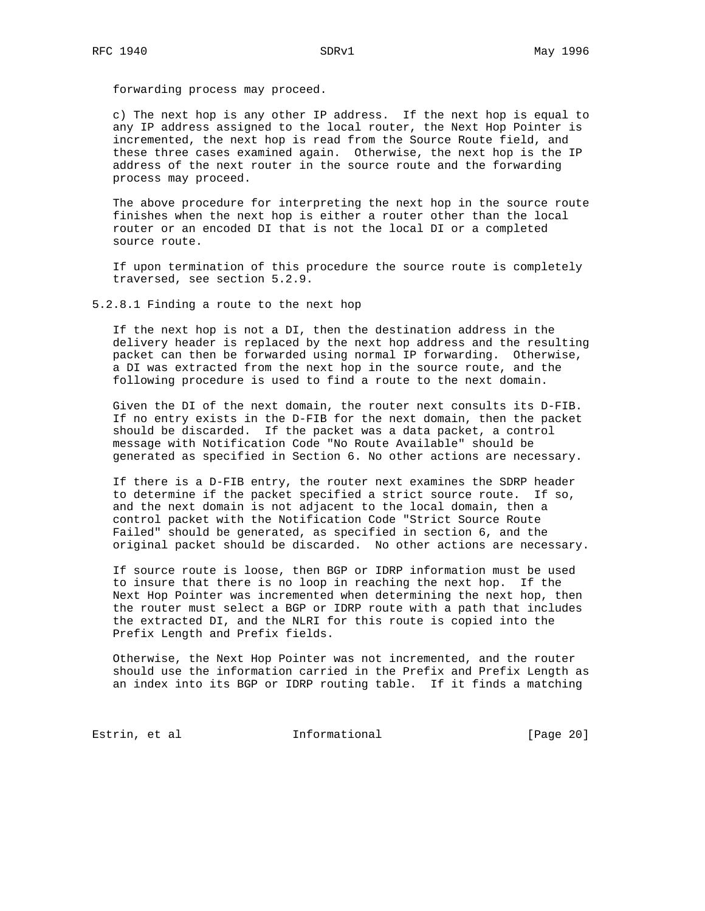forwarding process may proceed.

c) The next hop is any other IP address. If the next hop is equal to any IP address assigned to the local router, the Next Hop Pointer is incremented, the next hop is read from the Source Route field, and these three cases examined again. Otherwise, the next hop is the IP address of the next router in the source route and the forwarding process may proceed.

The above procedure for interpreting the next hop in the source route finishes when the next hop is either a router other than the local router or an encoded DI that is not the local DI or a completed source route.

If upon termination of this procedure the source route is completely traversed, see section 5.2.9.

#### 5.2.8.1 Finding a route to the next hop

If the next hop is not a DI, then the destination address in the delivery header is replaced by the next hop address and the resulting packet can then be forwarded using normal IP forwarding. Otherwise, a DI was extracted from the next hop in the source route, and the following procedure is used to find a route to the next domain.

Given the DI of the next domain, the router next consults its D-FIB. If no entry exists in the D-FIB for the next domain, then the packet should be discarded. If the packet was a data packet, a control message with Notification Code "No Route Available" should be generated as specified in Section 6. No other actions are necessary.

If there is a D-FIB entry, the router next examines the SDRP header to determine if the packet specified a strict source route. If so, and the next domain is not adjacent to the local domain, then a control packet with the Notification Code "Strict Source Route Failed" should be generated, as specified in section 6, and the original packet should be discarded. No other actions are necessary.

If source route is loose, then BGP or IDRP information must be used to insure that there is no loop in reaching the next hop. If the Next Hop Pointer was incremented when determining the next hop, then the router must select a BGP or IDRP route with a path that includes the extracted DI, and the NLRI for this route is copied into the Prefix Length and Prefix fields.

Otherwise, the Next Hop Pointer was not incremented, and the router should use the information carried in the Prefix and Prefix Length as an index into its BGP or IDRP routing table. If it finds a matching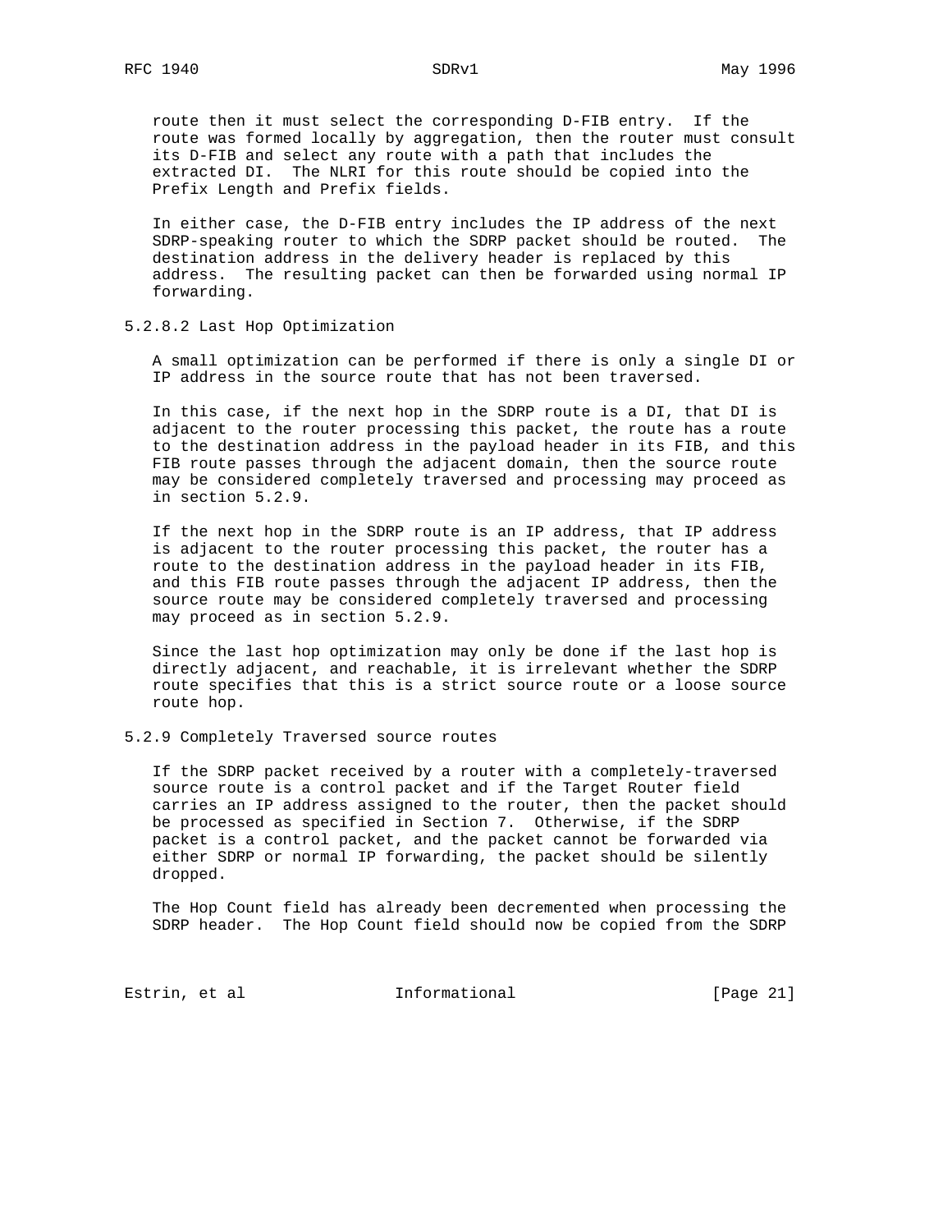route then it must select the corresponding D-FIB entry. If the route was formed locally by aggregation, then the router must consult its D-FIB and select any route with a path that includes the extracted DI. The NLRI for this route should be copied into the Prefix Length and Prefix fields.

In either case, the D-FIB entry includes the IP address of the next SDRP-speaking router to which the SDRP packet should be routed. The destination address in the delivery header is replaced by this address. The resulting packet can then be forwarded using normal IP forwarding.

#### 5.2.8.2 Last Hop Optimization

A small optimization can be performed if there is only a single DI or IP address in the source route that has not been traversed.

In this case, if the next hop in the SDRP route is a DI, that DI is adjacent to the router processing this packet, the route has a route to the destination address in the payload header in its FIB, and this FIB route passes through the adjacent domain, then the source route may be considered completely traversed and processing may proceed as in section 5.2.9.

If the next hop in the SDRP route is an IP address, that IP address is adjacent to the router processing this packet, the router has a route to the destination address in the payload header in its FIB, and this FIB route passes through the adjacent IP address, then the source route may be considered completely traversed and processing may proceed as in section 5.2.9.

Since the last hop optimization may only be done if the last hop is directly adjacent, and reachable, it is irrelevant whether the SDRP route specifies that this is a strict source route or a loose source route hop.

### 5.2.9 Completely Traversed source routes

If the SDRP packet received by a router with a completely-traversed source route is a control packet and if the Target Router field carries an IP address assigned to the router, then the packet should be processed as specified in Section 7. Otherwise, if the SDRP packet is a control packet, and the packet cannot be forwarded via either SDRP or normal IP forwarding, the packet should be silently dropped.

The Hop Count field has already been decremented when processing the SDRP header. The Hop Count field should now be copied from the SDRP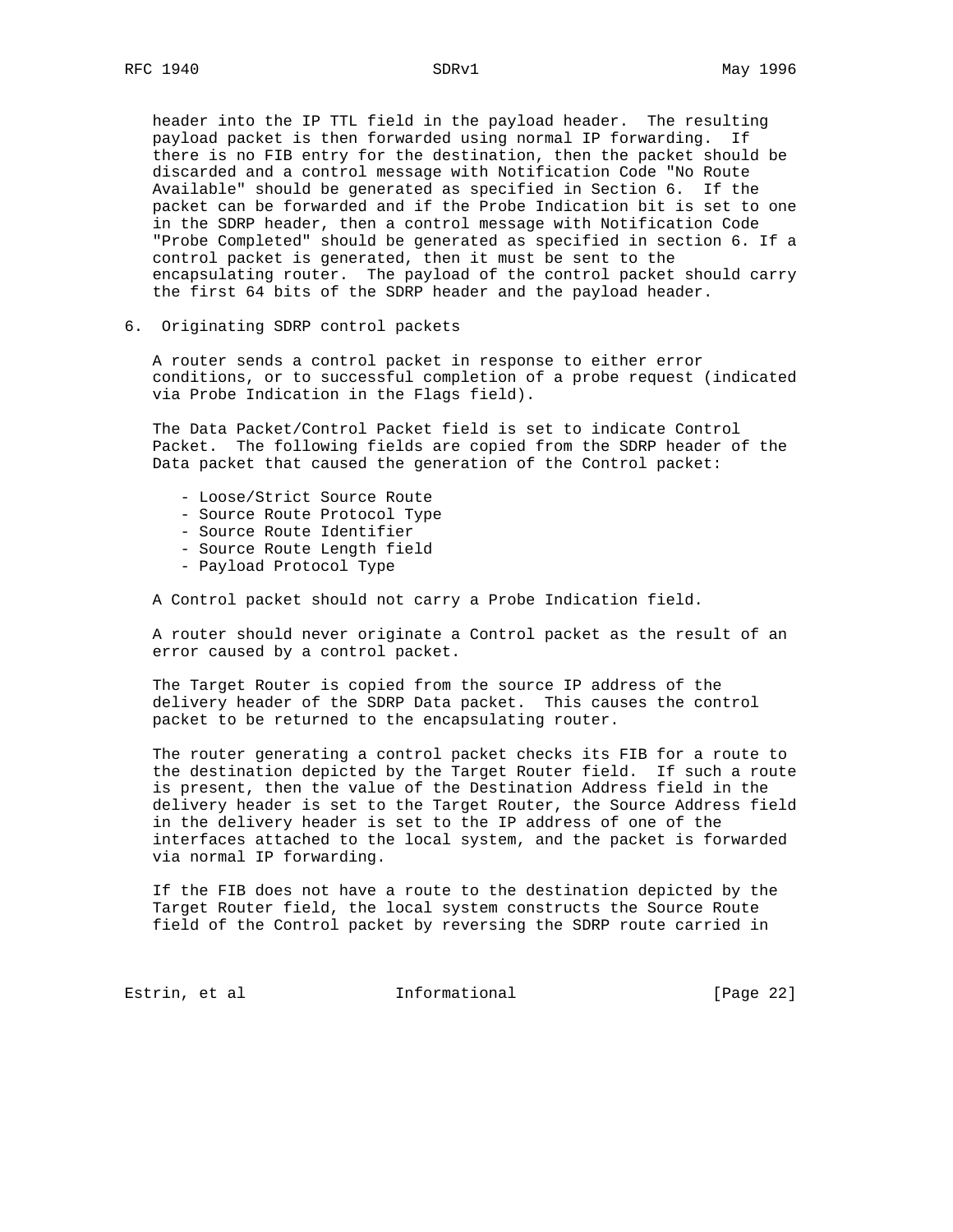header into the IP TTL field in the payload header. The resulting payload packet is then forwarded using normal IP forwarding. If there is no FIB entry for the destination, then the packet should be discarded and a control message with Notification Code "No Route Available" should be generated as specified in Section 6. If the packet can be forwarded and if the Probe Indication bit is set to one in the SDRP header, then a control message with Notification Code "Probe Completed" should be generated as specified in section 6. If a control packet is generated, then it must be sent to the encapsulating router. The payload of the control packet should carry the first 64 bits of the SDRP header and the payload header.

## 6. Originating SDRP control packets

A router sends a control packet in response to either error conditions, or to successful completion of a probe request (indicated via Probe Indication in the Flags field).

The Data Packet/Control Packet field is set to indicate Control Packet. The following fields are copied from the SDRP header of the Data packet that caused the generation of the Control packet:

- Loose/Strict Source Route
- Source Route Protocol Type
- Source Route Identifier
- Source Route Length field
- Payload Protocol Type

A Control packet should not carry a Probe Indication field.

A router should never originate a Control packet as the result of an error caused by a control packet.

The Target Router is copied from the source IP address of the delivery header of the SDRP Data packet. This causes the control packet to be returned to the encapsulating router.

The router generating a control packet checks its FIB for a route to the destination depicted by the Target Router field. If such a route is present, then the value of the Destination Address field in the delivery header is set to the Target Router, the Source Address field in the delivery header is set to the IP address of one of the interfaces attached to the local system, and the packet is forwarded via normal IP forwarding.

If the FIB does not have a route to the destination depicted by the Target Router field, the local system constructs the Source Route field of the Control packet by reversing the SDRP route carried in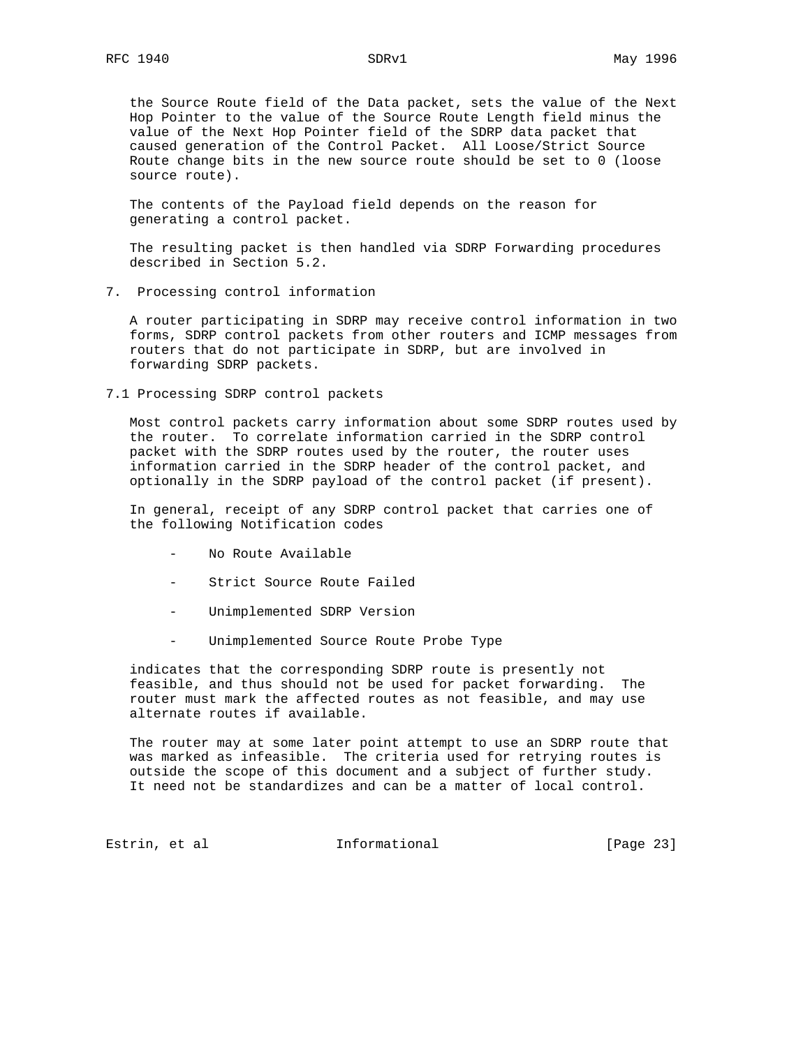the Source Route field of the Data packet, sets the value of the Next Hop Pointer to the value of the Source Route Length field minus the value of the Next Hop Pointer field of the SDRP data packet that caused generation of the Control Packet. All Loose/Strict Source Route change bits in the new source route should be set to 0 (loose source route).

The contents of the Payload field depends on the reason for generating a control packet.

The resulting packet is then handled via SDRP Forwarding procedures described in Section 5.2.

## 7. Processing control information

A router participating in SDRP may receive control information in two forms, SDRP control packets from other routers and ICMP messages from routers that do not participate in SDRP, but are involved in forwarding SDRP packets.

### 7.1 Processing SDRP control packets

Most control packets carry information about some SDRP routes used by the router. To correlate information carried in the SDRP control packet with the SDRP routes used by the router, the router uses information carried in the SDRP header of the control packet, and optionally in the SDRP payload of the control packet (if present).

In general, receipt of any SDRP control packet that carries one of the following Notification codes

- No Route Available
- Strict Source Route Failed
- Unimplemented SDRP Version
- Unimplemented Source Route Probe Type

indicates that the corresponding SDRP route is presently not feasible, and thus should not be used for packet forwarding. The router must mark the affected routes as not feasible, and may use alternate routes if available.

The router may at some later point attempt to use an SDRP route that was marked as infeasible. The criteria used for retrying routes is outside the scope of this document and a subject of further study. It need not be standardizes and can be a matter of local control.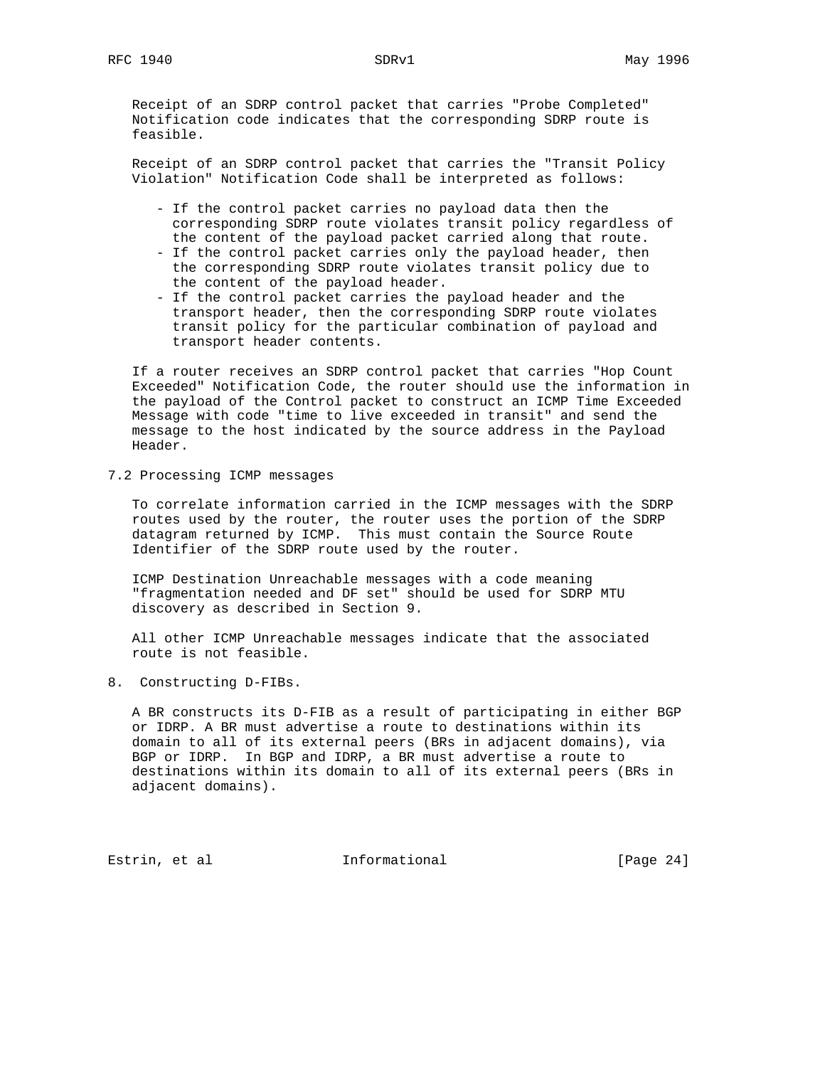Receipt of an SDRP control packet that carries "Probe Completed" Notification code indicates that the corresponding SDRP route is feasible.

Receipt of an SDRP control packet that carries the "Transit Policy Violation" Notification Code shall be interpreted as follows:

- If the control packet carries no payload data then the corresponding SDRP route violates transit policy regardless of the content of the payload packet carried along that route.
- If the control packet carries only the payload header, then the corresponding SDRP route violates transit policy due to the content of the payload header.
- If the control packet carries the payload header and the transport header, then the corresponding SDRP route violates transit policy for the particular combination of payload and transport header contents.

If a router receives an SDRP control packet that carries "Hop Count Exceeded" Notification Code, the router should use the information in the payload of the Control packet to construct an ICMP Time Exceeded Message with code "time to live exceeded in transit" and send the message to the host indicated by the source address in the Payload Header.

## 7.2 Processing ICMP messages

To correlate information carried in the ICMP messages with the SDRP routes used by the router, the router uses the portion of the SDRP datagram returned by ICMP. This must contain the Source Route Identifier of the SDRP route used by the router.

ICMP Destination Unreachable messages with a code meaning "fragmentation needed and DF set" should be used for SDRP MTU discovery as described in Section 9.

All other ICMP Unreachable messages indicate that the associated route is not feasible.

# 8. Constructing D-FIBs.

A BR constructs its D-FIB as a result of participating in either BGP or IDRP. A BR must advertise a route to destinations within its domain to all of its external peers (BRs in adjacent domains), via BGP or IDRP. In BGP and IDRP, a BR must advertise a route to destinations within its domain to all of its external peers (BRs in adjacent domains).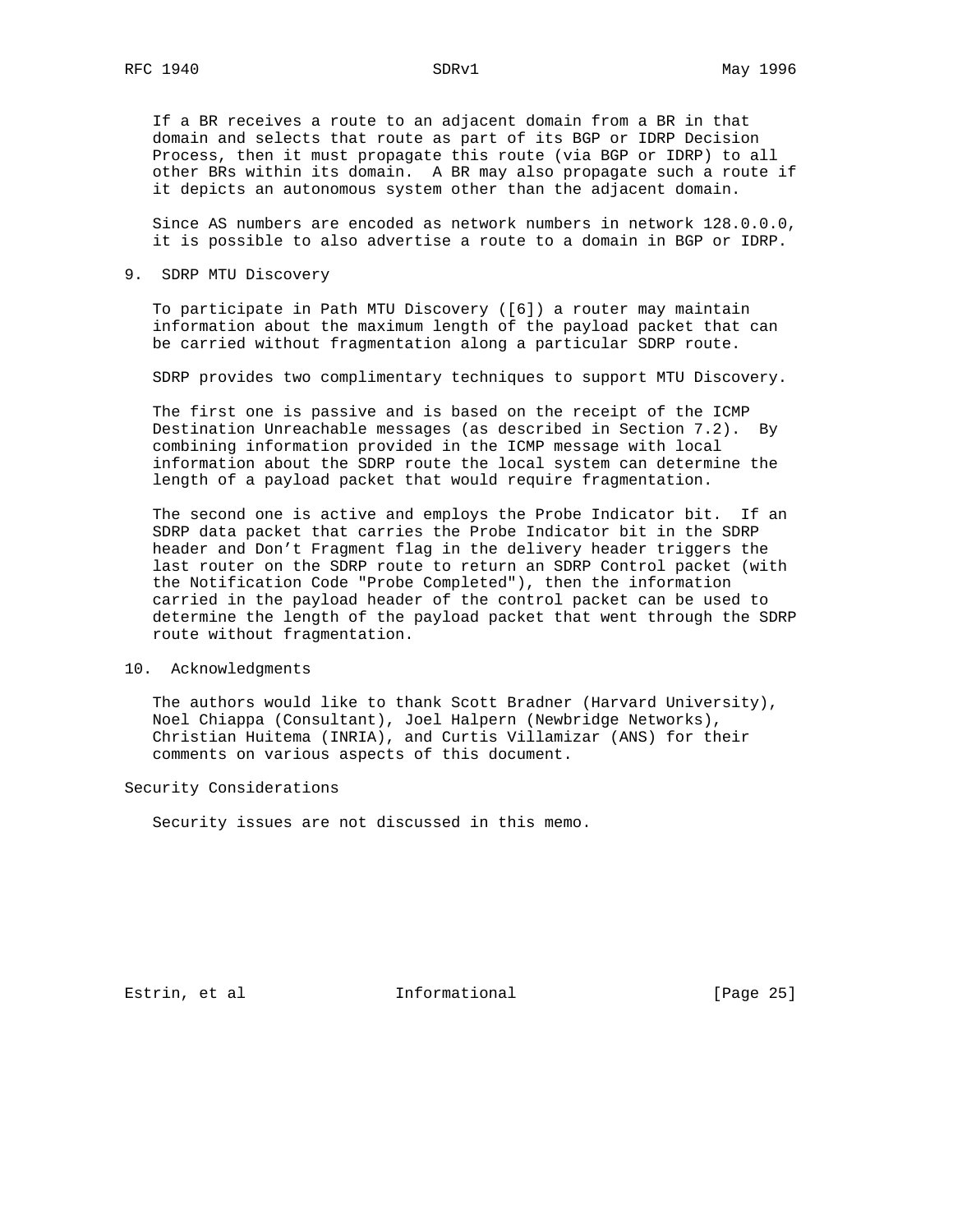If a BR receives a route to an adjacent domain from a BR in that domain and selects that route as part of its BGP or IDRP Decision Process, then it must propagate this route (via BGP or IDRP) to all other BRs within its domain. A BR may also propagate such a route if it depicts an autonomous system other than the adjacent domain.

Since AS numbers are encoded as network numbers in network 128.0.0.0, it is possible to also advertise a route to a domain in BGP or IDRP.

## 9. SDRP MTU Discovery

To participate in Path MTU Discovery ([6]) a router may maintain information about the maximum length of the payload packet that can be carried without fragmentation along a particular SDRP route.

SDRP provides two complimentary techniques to support MTU Discovery.

The first one is passive and is based on the receipt of the ICMP Destination Unreachable messages (as described in Section 7.2). By combining information provided in the ICMP message with local information about the SDRP route the local system can determine the length of a payload packet that would require fragmentation.

The second one is active and employs the Probe Indicator bit. If an SDRP data packet that carries the Probe Indicator bit in the SDRP header and Don't Fragment flag in the delivery header triggers the last router on the SDRP route to return an SDRP Control packet (with the Notification Code "Probe Completed"), then the information carried in the payload header of the control packet can be used to determine the length of the payload packet that went through the SDRP route without fragmentation.

## 10. Acknowledgments

The authors would like to thank Scott Bradner (Harvard University), Noel Chiappa (Consultant), Joel Halpern (Newbridge Networks), Christian Huitema (INRIA), and Curtis Villamizar (ANS) for their comments on various aspects of this document.

## Security Considerations

Security issues are not discussed in this memo.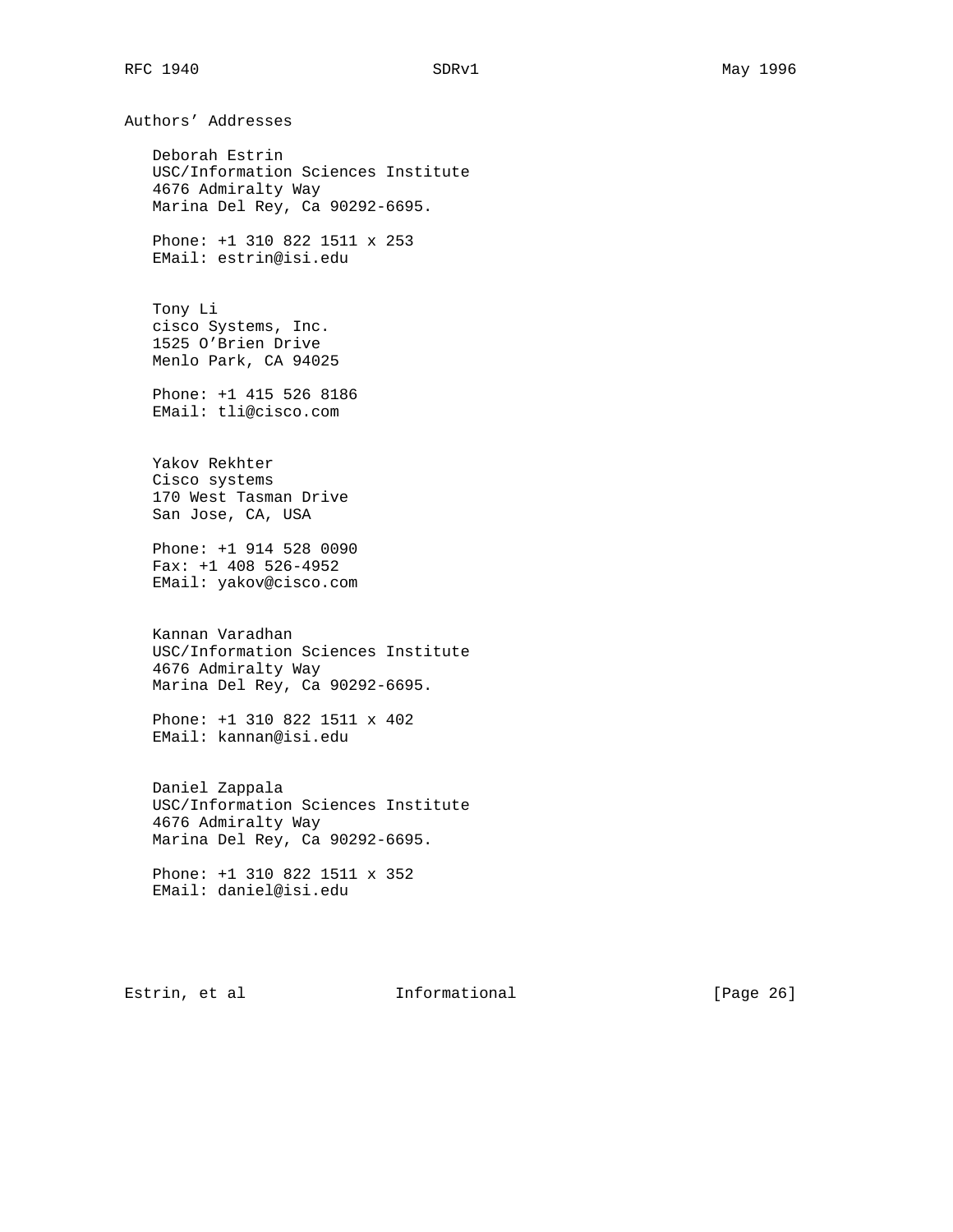## Authors' Addresses

Deborah Estrin
USC/Information Sciences Institute
4676 Admiralty Way
Marina Del Rey, Ca 90292-6695.

Phone: +1 310 822 1511 x 253
EMail: estrin@isi.edu

Tony Li
cisco Systems, Inc.
1525 O'Brien Drive
Menlo Park, CA 94025

Phone: +1 415 526 8186
EMail: tli@cisco.com

Yakov Rekhter
Cisco systems
170 West Tasman Drive
San Jose, CA, USA

Phone: +1 914 528 0090
Fax: +1 408 526-4952
EMail: yakov@cisco.com

Kannan Varadhan
USC/Information Sciences Institute
4676 Admiralty Way
Marina Del Rey, Ca 90292-6695.

Phone: +1 310 822 1511 x 402
EMail: kannan@isi.edu

Daniel Zappala
USC/Information Sciences Institute
4676 Admiralty Way
Marina Del Rey, Ca 90292-6695.

Phone: +1 310 822 1511 x 352
EMail: daniel@isi.edu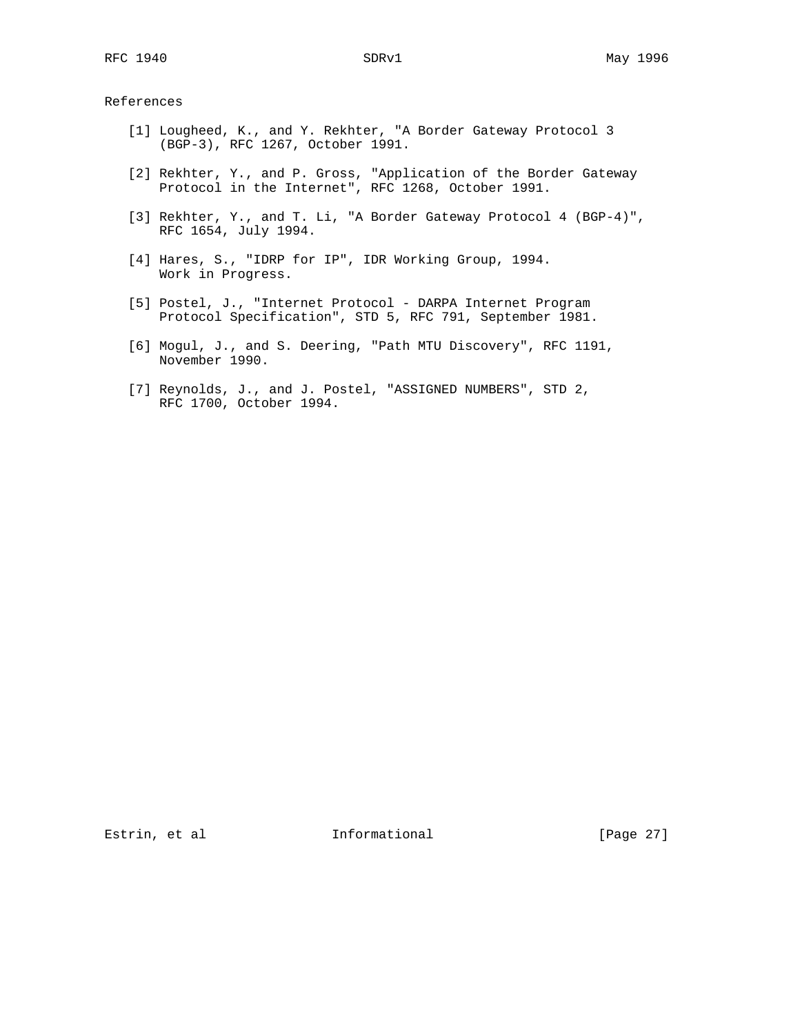References

[1] Lougheed, K., and Y. Rekhter, "A Border Gateway Protocol 3 (BGP-3), RFC 1267, October 1991.

[2] Rekhter, Y., and P. Gross, "Application of the Border Gateway Protocol in the Internet", RFC 1268, October 1991.

[3] Rekhter, Y., and T. Li, "A Border Gateway Protocol 4 (BGP-4)", RFC 1654, July 1994.

[4] Hares, S., "IDRP for IP", IDR Working Group, 1994. Work in Progress.

[5] Postel, J., "Internet Protocol - DARPA Internet Program Protocol Specification", STD 5, RFC 791, September 1981.

[6] Mogul, J., and S. Deering, "Path MTU Discovery", RFC 1191, November 1990.

[7] Reynolds, J., and J. Postel, "ASSIGNED NUMBERS", STD 2, RFC 1700, October 1994.